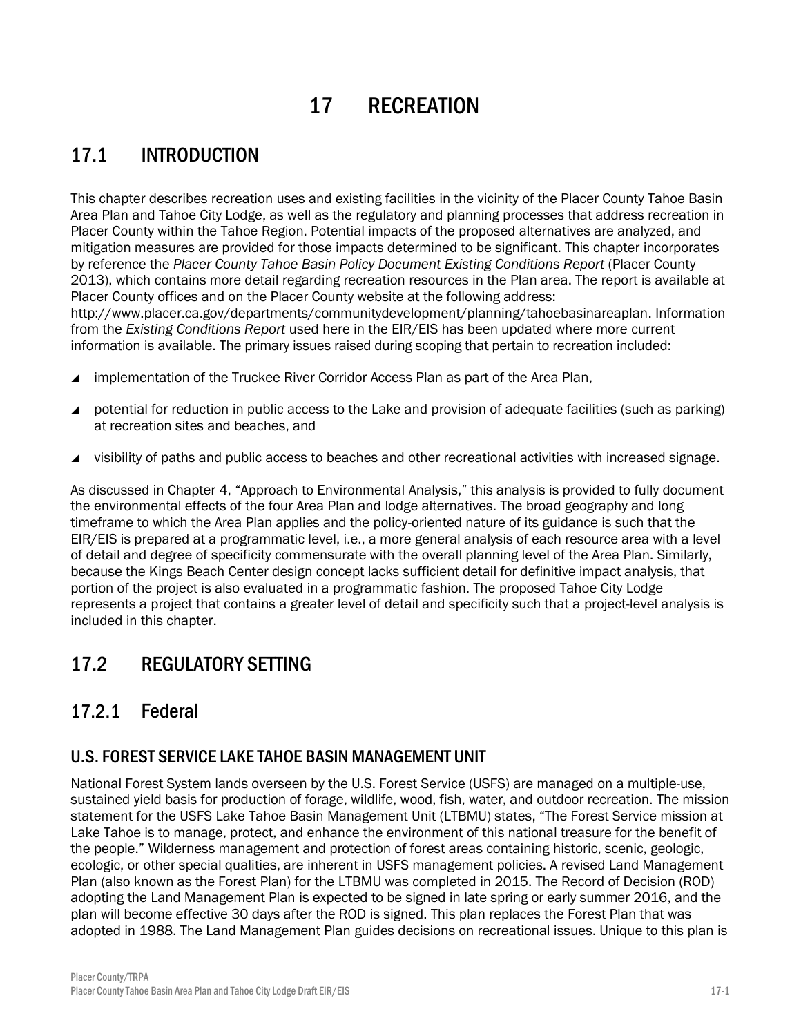# 17 RECREATION

## 17.1 INTRODUCTION

This chapter describes recreation uses and existing facilities in the vicinity of the Placer County Tahoe Basin Area Plan and Tahoe City Lodge, as well as the regulatory and planning processes that address recreation in Placer County within the Tahoe Region. Potential impacts of the proposed alternatives are analyzed, and mitigation measures are provided for those impacts determined to be significant. This chapter incorporates by reference the *Placer County Tahoe Basin Policy Document Existing Conditions Report* (Placer County 2013), which contains more detail regarding recreation resources in the Plan area. The report is available at Placer County offices and on the Placer County website at the following address: http://www.placer.ca.gov/departments/communitydevelopment/planning/tahoebasinareaplan. Information from the *Existing Conditions Report* used here in the EIR/EIS has been updated where more current information is available. The primary issues raised during scoping that pertain to recreation included:

- implementation of the Truckee River Corridor Access Plan as part of the Area Plan,
- potential for reduction in public access to the Lake and provision of adequate facilities (such as parking) at recreation sites and beaches, and
- visibility of paths and public access to beaches and other recreational activities with increased signage.

As discussed in Chapter 4, "Approach to Environmental Analysis," this analysis is provided to fully document the environmental effects of the four Area Plan and lodge alternatives. The broad geography and long timeframe to which the Area Plan applies and the policy-oriented nature of its guidance is such that the EIR/EIS is prepared at a programmatic level, i.e., a more general analysis of each resource area with a level of detail and degree of specificity commensurate with the overall planning level of the Area Plan. Similarly, because the Kings Beach Center design concept lacks sufficient detail for definitive impact analysis, that portion of the project is also evaluated in a programmatic fashion. The proposed Tahoe City Lodge represents a project that contains a greater level of detail and specificity such that a project-level analysis is included in this chapter.

## 17.2 REGULATORY SETTING

### 17.2.1 Federal

#### U.S. FOREST SERVICE LAKE TAHOE BASIN MANAGEMENT UNIT

National Forest System lands overseen by the U.S. Forest Service (USFS) are managed on a multiple-use, sustained yield basis for production of forage, wildlife, wood, fish, water, and outdoor recreation. The mission statement for the USFS Lake Tahoe Basin Management Unit (LTBMU) states, "The Forest Service mission at Lake Tahoe is to manage, protect, and enhance the environment of this national treasure for the benefit of the people." Wilderness management and protection of forest areas containing historic, scenic, geologic, ecologic, or other special qualities, are inherent in USFS management policies. A revised Land Management Plan (also known as the Forest Plan) for the LTBMU was completed in 2015. The Record of Decision (ROD) adopting the Land Management Plan is expected to be signed in late spring or early summer 2016, and the plan will become effective 30 days after the ROD is signed. This plan replaces the Forest Plan that was adopted in 1988. The Land Management Plan guides decisions on recreational issues. Unique to this plan is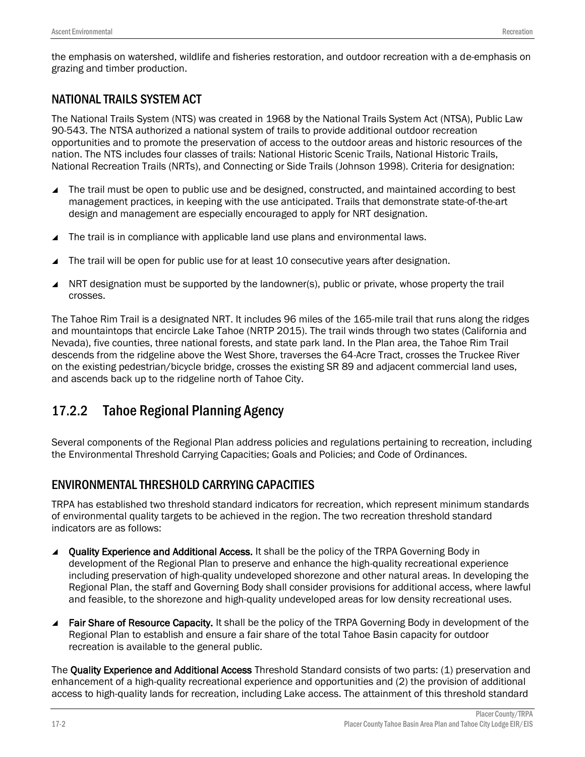the emphasis on watershed, wildlife and fisheries restoration, and outdoor recreation with a de-emphasis on grazing and timber production.

### NATIONAL TRAILS SYSTEM ACT

The National Trails System (NTS) was created in 1968 by the National Trails System Act (NTSA), Public Law 90-543. The NTSA authorized a national system of trails to provide additional outdoor recreation opportunities and to promote the preservation of access to the outdoor areas and historic resources of the nation. The NTS includes four classes of trails: National Historic Scenic Trails, National Historic Trails, National Recreation Trails (NRTs), and Connecting or Side Trails (Johnson 1998). Criteria for designation:

- The trail must be open to public use and be designed, constructed, and maintained according to best management practices, in keeping with the use anticipated. Trails that demonstrate state-of-the-art design and management are especially encouraged to apply for NRT designation.
- The trail is in compliance with applicable land use plans and environmental laws.
- The trail will be open for public use for at least 10 consecutive years after designation.
- NRT designation must be supported by the landowner(s), public or private, whose property the trail crosses.

The Tahoe Rim Trail is a designated NRT. It includes 96 miles of the 165-mile trail that runs along the ridges and mountaintops that encircle Lake Tahoe (NRTP 2015). The trail winds through two states (California and Nevada), five counties, three national forests, and state park land. In the Plan area, the Tahoe Rim Trail descends from the ridgeline above the West Shore, traverses the 64-Acre Tract, crosses the Truckee River on the existing pedestrian/bicycle bridge, crosses the existing SR 89 and adjacent commercial land uses, and ascends back up to the ridgeline north of Tahoe City.

## 17.2.2 Tahoe Regional Planning Agency

Several components of the Regional Plan address policies and regulations pertaining to recreation, including the Environmental Threshold Carrying Capacities; Goals and Policies; and Code of Ordinances.

### ENVIRONMENTAL THRESHOLD CARRYING CAPACITIES

TRPA has established two threshold standard indicators for recreation, which represent minimum standards of environmental quality targets to be achieved in the region. The two recreation threshold standard indicators are as follows:

- **Quality Experience and Additional Access.** It shall be the policy of the TRPA Governing Body in development of the Regional Plan to preserve and enhance the high-quality recreational experience including preservation of high-quality undeveloped shorezone and other natural areas. In developing the Regional Plan, the staff and Governing Body shall consider provisions for additional access, where lawful and feasible, to the shorezone and high-quality undeveloped areas for low density recreational uses.
- **Fair Share of Resource Capacity.** It shall be the policy of the TRPA Governing Body in development of the Regional Plan to establish and ensure a fair share of the total Tahoe Basin capacity for outdoor recreation is available to the general public.

The **Quality Experience and Additional Access** Threshold Standard consists of two parts: (1) preservation and enhancement of a high-quality recreational experience and opportunities and (2) the provision of additional access to high-quality lands for recreation, including Lake access. The attainment of this threshold standard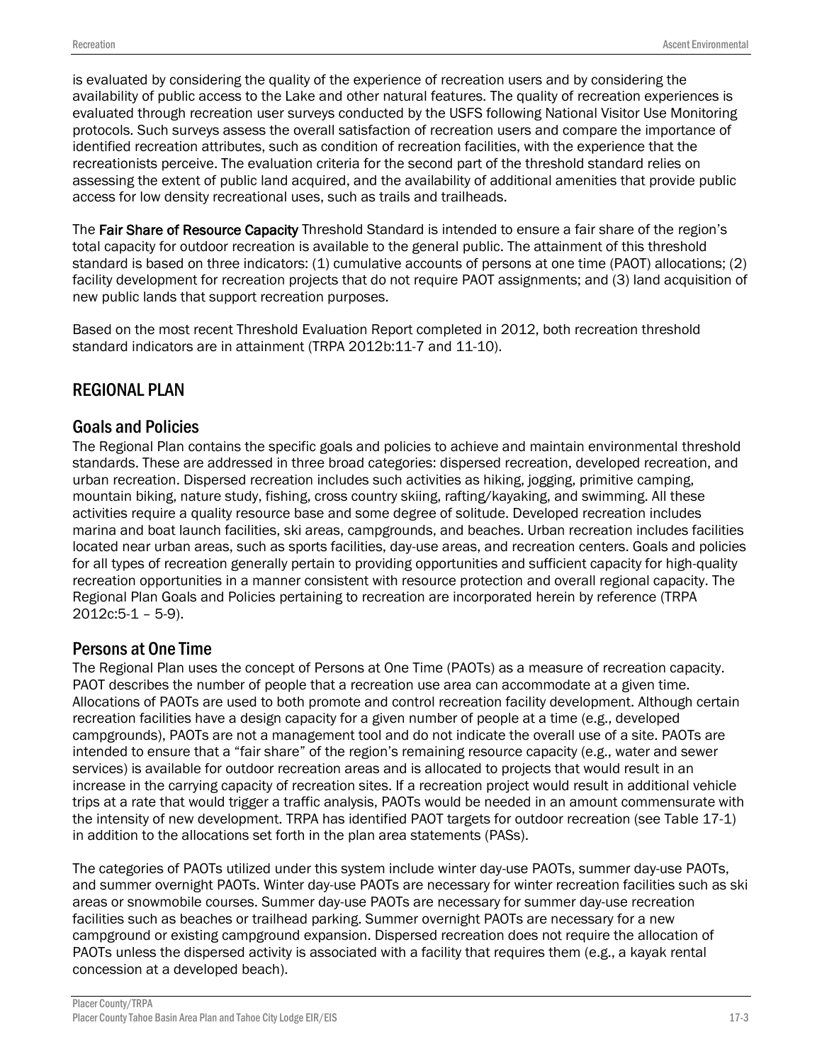is evaluated by considering the quality of the experience of recreation users and by considering the availability of public access to the Lake and other natural features. The quality of recreation experiences is evaluated through recreation user surveys conducted by the USFS following National Visitor Use Monitoring protocols. Such surveys assess the overall satisfaction of recreation users and compare the importance of identified recreation attributes, such as condition of recreation facilities, with the experience that the recreationists perceive. The evaluation criteria for the second part of the threshold standard relies on assessing the extent of public land acquired, and the availability of additional amenities that provide public access for low density recreational uses, such as trails and trailheads.

The **Fair Share of Resource Capacity** Threshold Standard is intended to ensure a fair share of the region's total capacity for outdoor recreation is available to the general public. The attainment of this threshold standard is based on three indicators: (1) cumulative accounts of persons at one time (PAOT) allocations; (2) facility development for recreation projects that do not require PAOT assignments; and (3) land acquisition of new public lands that support recreation purposes.

Based on the most recent Threshold Evaluation Report completed in 2012, both recreation threshold standard indicators are in attainment (TRPA 2012b:11-7 and 11-10).

## REGIONAL PLAN

### Goals and Policies

The Regional Plan contains the specific goals and policies to achieve and maintain environmental threshold standards. These are addressed in three broad categories: dispersed recreation, developed recreation, and urban recreation. Dispersed recreation includes such activities as hiking, jogging, primitive camping, mountain biking, nature study, fishing, cross country skiing, rafting/kayaking, and swimming. All these activities require a quality resource base and some degree of solitude. Developed recreation includes marina and boat launch facilities, ski areas, campgrounds, and beaches. Urban recreation includes facilities located near urban areas, such as sports facilities, day-use areas, and recreation centers. Goals and policies for all types of recreation generally pertain to providing opportunities and sufficient capacity for high-quality recreation opportunities in a manner consistent with resource protection and overall regional capacity. The Regional Plan Goals and Policies pertaining to recreation are incorporated herein by reference (TRPA 2012c:5-1 – 5-9).

### Persons at One Time

The Regional Plan uses the concept of Persons at One Time (PAOTs) as a measure of recreation capacity. PAOT describes the number of people that a recreation use area can accommodate at a given time. Allocations of PAOTs are used to both promote and control recreation facility development. Although certain recreation facilities have a design capacity for a given number of people at a time (e.g., developed campgrounds), PAOTs are not a management tool and do not indicate the overall use of a site. PAOTs are intended to ensure that a "fair share" of the region's remaining resource capacity (e.g., water and sewer services) is available for outdoor recreation areas and is allocated to projects that would result in an increase in the carrying capacity of recreation sites. If a recreation project would result in additional vehicle trips at a rate that would trigger a traffic analysis, PAOTs would be needed in an amount commensurate with the intensity of new development. TRPA has identified PAOT targets for outdoor recreation (see Table 17-1) in addition to the allocations set forth in the plan area statements (PASs).

The categories of PAOTs utilized under this system include winter day-use PAOTs, summer day-use PAOTs, and summer overnight PAOTs. Winter day-use PAOTs are necessary for winter recreation facilities such as ski areas or snowmobile courses. Summer day-use PAOTs are necessary for summer day-use recreation facilities such as beaches or trailhead parking. Summer overnight PAOTs are necessary for a new campground or existing campground expansion. Dispersed recreation does not require the allocation of PAOTs unless the dispersed activity is associated with a facility that requires them (e.g., a kayak rental concession at a developed beach).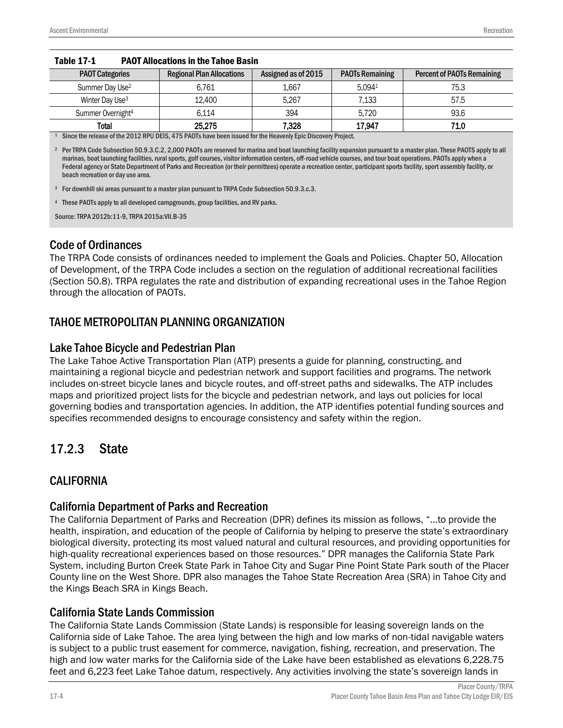**Table 17-1 PAOT Allocations in the Tahoe Basin**

| PAOT Categories | Regional Plan Allocations | Assigned as of 2015 | PAOTs Remaining | Percent of PAOTs Remaining |
|---|---|---|---|---|
| Summer Day Use[2] | 6,761 | 1,667 | 5,094[1] | 75.3 |
| Winter Day Use[3] | 12,400 | 5,267 | 7,133 | 57.5 |
| Summer Overnight[4] | 6,114 | 394 | 5,720 | 93.6 |
| **Total** | **25,275** | **7,328** | **17,947** | **71.0** |

[1] Since the release of the 2012 RPU DEIS, 475 PAOTs have been issued for the Heavenly Epic Discovery Project.

[2] Per TRPA Code Subsection 50.9.3.C.2, 2,000 PAOTs are reserved for marina and boat launching facility expansion pursuant to a master plan. These PAOTS apply to all marinas, boat launching facilities, rural sports, golf courses, visitor information centers, off-road vehicle courses, and tour boat operations. PAOTs apply when a Federal agency or State Department of Parks and Recreation (or their permittees) operate a recreation center, participant sports facility, sport assembly facility, or beach recreation or day use area.

[3] For downhill ski areas pursuant to a master plan pursuant to TRPA Code Subsection 50.9.3.c.3.

[4] These PAOTs apply to all developed campgrounds, group facilities, and RV parks.

Source: TRPA 2012b:11-9, TRPA 2015a:VII.B-35

### Code of Ordinances

The TRPA Code consists of ordinances needed to implement the Goals and Policies. Chapter 50, Allocation of Development, of the TRPA Code includes a section on the regulation of additional recreational facilities (Section 50.8). TRPA regulates the rate and distribution of expanding recreational uses in the Tahoe Region through the allocation of PAOTs.

## TAHOE METROPOLITAN PLANNING ORGANIZATION

### Lake Tahoe Bicycle and Pedestrian Plan

The Lake Tahoe Active Transportation Plan (ATP) presents a guide for planning, constructing, and maintaining a regional bicycle and pedestrian network and support facilities and programs. The network includes on-street bicycle lanes and bicycle routes, and off-street paths and sidewalks. The ATP includes maps and prioritized project lists for the bicycle and pedestrian network, and lays out policies for local governing bodies and transportation agencies. In addition, the ATP identifies potential funding sources and specifies recommended designs to encourage consistency and safety within the region.

# 17.2.3 State

## CALIFORNIA

### California Department of Parks and Recreation

The California Department of Parks and Recreation (DPR) defines its mission as follows, "…to provide the health, inspiration, and education of the people of California by helping to preserve the state's extraordinary biological diversity, protecting its most valued natural and cultural resources, and providing opportunities for high-quality recreational experiences based on those resources." DPR manages the California State Park System, including Burton Creek State Park in Tahoe City and Sugar Pine Point State Park south of the Placer County line on the West Shore. DPR also manages the Tahoe State Recreation Area (SRA) in Tahoe City and the Kings Beach SRA in Kings Beach.

### California State Lands Commission

The California State Lands Commission (State Lands) is responsible for leasing sovereign lands on the California side of Lake Tahoe. The area lying between the high and low marks of non-tidal navigable waters is subject to a public trust easement for commerce, navigation, fishing, recreation, and preservation. The high and low water marks for the California side of the Lake have been established as elevations 6,228.75 feet and 6,223 feet Lake Tahoe datum, respectively. Any activities involving the state's sovereign lands in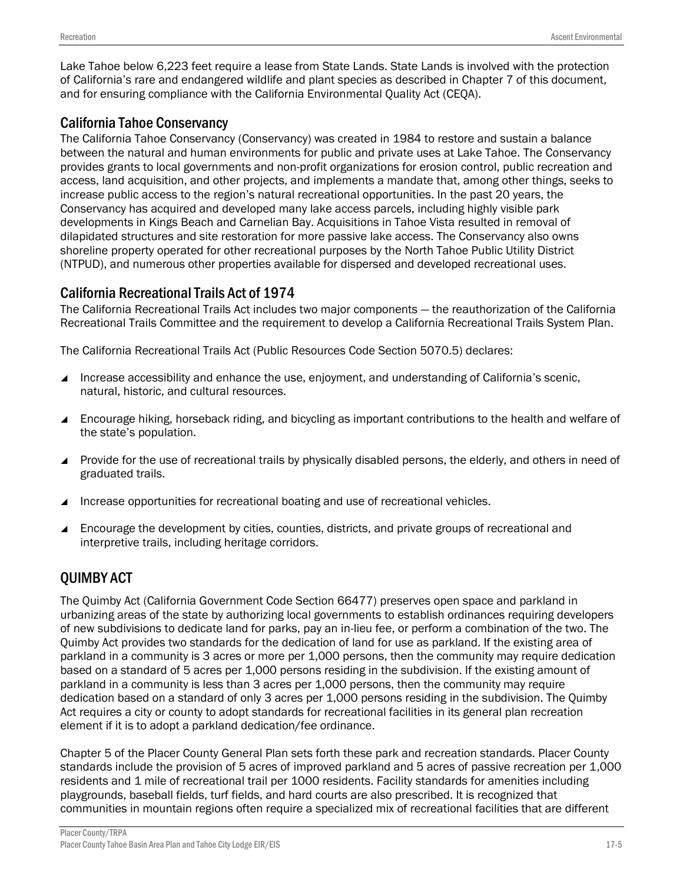Lake Tahoe below 6,223 feet require a lease from State Lands. State Lands is involved with the protection of California's rare and endangered wildlife and plant species as described in Chapter 7 of this document, and for ensuring compliance with the California Environmental Quality Act (CEQA).

### California Tahoe Conservancy

The California Tahoe Conservancy (Conservancy) was created in 1984 to restore and sustain a balance between the natural and human environments for public and private uses at Lake Tahoe. The Conservancy provides grants to local governments and non-profit organizations for erosion control, public recreation and access, land acquisition, and other projects, and implements a mandate that, among other things, seeks to increase public access to the region's natural recreational opportunities. In the past 20 years, the Conservancy has acquired and developed many lake access parcels, including highly visible park developments in Kings Beach and Carnelian Bay. Acquisitions in Tahoe Vista resulted in removal of dilapidated structures and site restoration for more passive lake access. The Conservancy also owns shoreline property operated for other recreational purposes by the North Tahoe Public Utility District (NTPUD), and numerous other properties available for dispersed and developed recreational uses.

### California Recreational Trails Act of 1974

The California Recreational Trails Act includes two major components — the reauthorization of the California Recreational Trails Committee and the requirement to develop a California Recreational Trails System Plan.

The California Recreational Trails Act (Public Resources Code Section 5070.5) declares:

- Increase accessibility and enhance the use, enjoyment, and understanding of California's scenic, natural, historic, and cultural resources.
- Encourage hiking, horseback riding, and bicycling as important contributions to the health and welfare of the state's population.
- Provide for the use of recreational trails by physically disabled persons, the elderly, and others in need of graduated trails.
- Increase opportunities for recreational boating and use of recreational vehicles.
- Encourage the development by cities, counties, districts, and private groups of recreational and interpretive trails, including heritage corridors.

## QUIMBY ACT

The Quimby Act (California Government Code Section 66477) preserves open space and parkland in urbanizing areas of the state by authorizing local governments to establish ordinances requiring developers of new subdivisions to dedicate land for parks, pay an in-lieu fee, or perform a combination of the two. The Quimby Act provides two standards for the dedication of land for use as parkland. If the existing area of parkland in a community is 3 acres or more per 1,000 persons, then the community may require dedication based on a standard of 5 acres per 1,000 persons residing in the subdivision. If the existing amount of parkland in a community is less than 3 acres per 1,000 persons, then the community may require dedication based on a standard of only 3 acres per 1,000 persons residing in the subdivision. The Quimby Act requires a city or county to adopt standards for recreational facilities in its general plan recreation element if it is to adopt a parkland dedication/fee ordinance.

Chapter 5 of the Placer County General Plan sets forth these park and recreation standards. Placer County standards include the provision of 5 acres of improved parkland and 5 acres of passive recreation per 1,000 residents and 1 mile of recreational trail per 1000 residents. Facility standards for amenities including playgrounds, baseball fields, turf fields, and hard courts are also prescribed. It is recognized that communities in mountain regions often require a specialized mix of recreational facilities that are different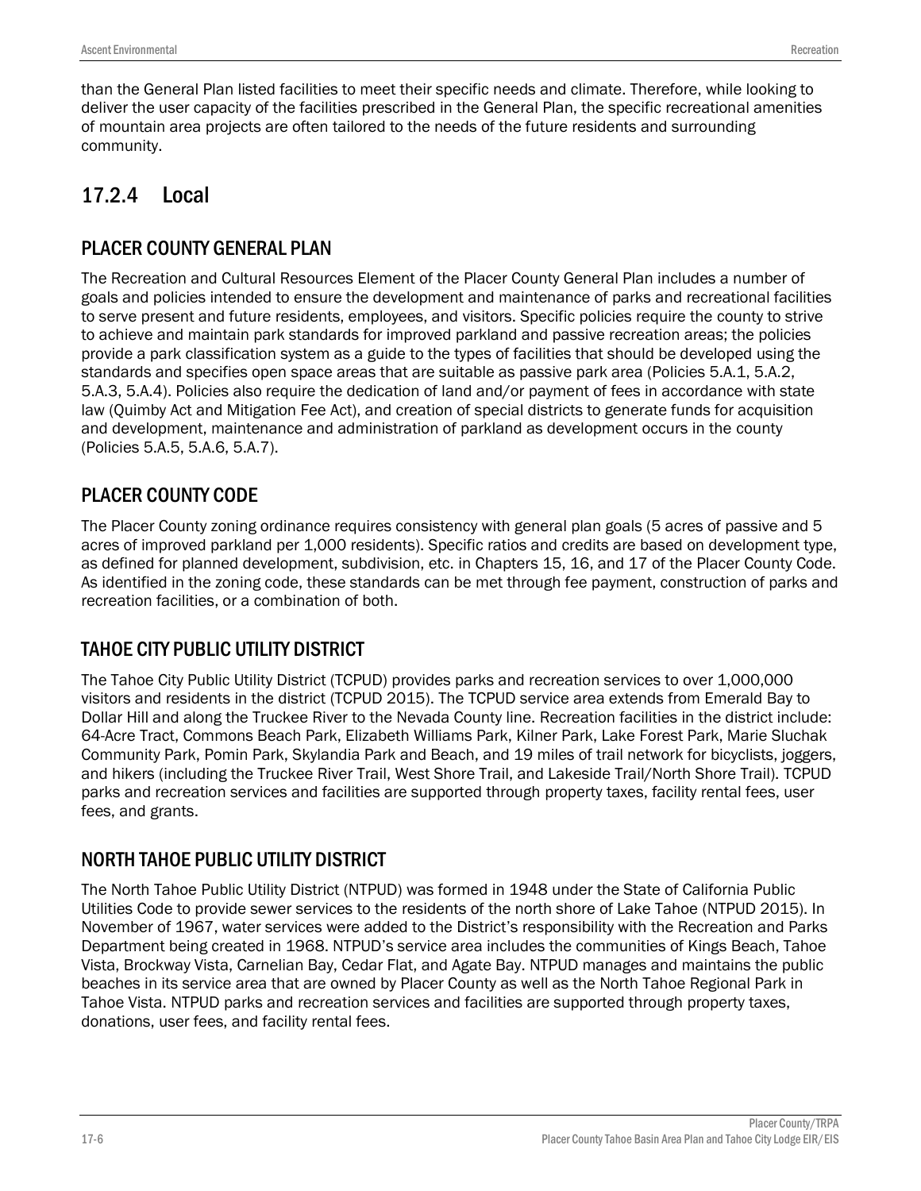than the General Plan listed facilities to meet their specific needs and climate. Therefore, while looking to deliver the user capacity of the facilities prescribed in the General Plan, the specific recreational amenities of mountain area projects are often tailored to the needs of the future residents and surrounding community.

## 17.2.4 Local

### PLACER COUNTY GENERAL PLAN

The Recreation and Cultural Resources Element of the Placer County General Plan includes a number of goals and policies intended to ensure the development and maintenance of parks and recreational facilities to serve present and future residents, employees, and visitors. Specific policies require the county to strive to achieve and maintain park standards for improved parkland and passive recreation areas; the policies provide a park classification system as a guide to the types of facilities that should be developed using the standards and specifies open space areas that are suitable as passive park area (Policies 5.A.1, 5.A.2, 5.A.3, 5.A.4). Policies also require the dedication of land and/or payment of fees in accordance with state law (Quimby Act and Mitigation Fee Act), and creation of special districts to generate funds for acquisition and development, maintenance and administration of parkland as development occurs in the county (Policies 5.A.5, 5.A.6, 5.A.7).

### PLACER COUNTY CODE

The Placer County zoning ordinance requires consistency with general plan goals (5 acres of passive and 5 acres of improved parkland per 1,000 residents). Specific ratios and credits are based on development type, as defined for planned development, subdivision, etc. in Chapters 15, 16, and 17 of the Placer County Code. As identified in the zoning code, these standards can be met through fee payment, construction of parks and recreation facilities, or a combination of both.

### TAHOE CITY PUBLIC UTILITY DISTRICT

The Tahoe City Public Utility District (TCPUD) provides parks and recreation services to over 1,000,000 visitors and residents in the district (TCPUD 2015). The TCPUD service area extends from Emerald Bay to Dollar Hill and along the Truckee River to the Nevada County line. Recreation facilities in the district include: 64-Acre Tract, Commons Beach Park, Elizabeth Williams Park, Kilner Park, Lake Forest Park, Marie Sluchak Community Park, Pomin Park, Skylandia Park and Beach, and 19 miles of trail network for bicyclists, joggers, and hikers (including the Truckee River Trail, West Shore Trail, and Lakeside Trail/North Shore Trail). TCPUD parks and recreation services and facilities are supported through property taxes, facility rental fees, user fees, and grants.

### NORTH TAHOE PUBLIC UTILITY DISTRICT

The North Tahoe Public Utility District (NTPUD) was formed in 1948 under the State of California Public Utilities Code to provide sewer services to the residents of the north shore of Lake Tahoe (NTPUD 2015). In November of 1967, water services were added to the District's responsibility with the Recreation and Parks Department being created in 1968. NTPUD's service area includes the communities of Kings Beach, Tahoe Vista, Brockway Vista, Carnelian Bay, Cedar Flat, and Agate Bay. NTPUD manages and maintains the public beaches in its service area that are owned by Placer County as well as the North Tahoe Regional Park in Tahoe Vista. NTPUD parks and recreation services and facilities are supported through property taxes, donations, user fees, and facility rental fees.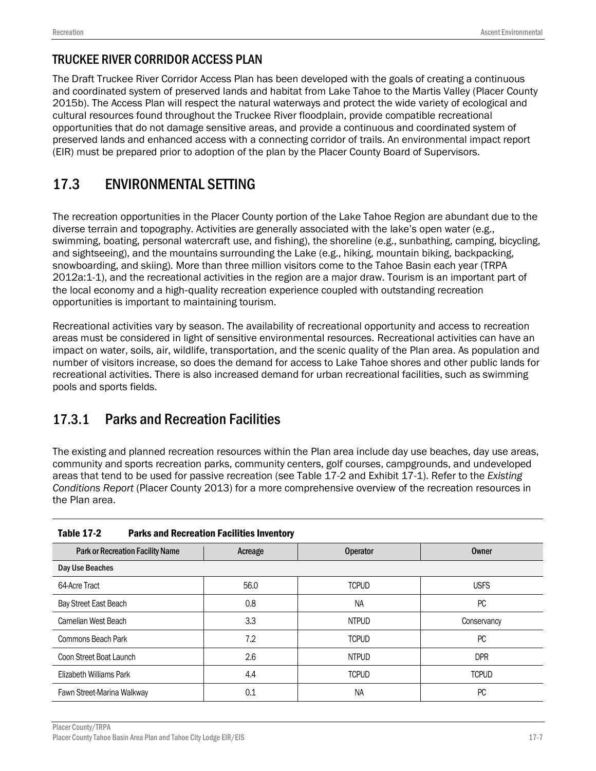## TRUCKEE RIVER CORRIDOR ACCESS PLAN

The Draft Truckee River Corridor Access Plan has been developed with the goals of creating a continuous and coordinated system of preserved lands and habitat from Lake Tahoe to the Martis Valley (Placer County 2015b). The Access Plan will respect the natural waterways and protect the wide variety of ecological and cultural resources found throughout the Truckee River floodplain, provide compatible recreational opportunities that do not damage sensitive areas, and provide a continuous and coordinated system of preserved lands and enhanced access with a connecting corridor of trails. An environmental impact report (EIR) must be prepared prior to adoption of the plan by the Placer County Board of Supervisors.

# 17.3 ENVIRONMENTAL SETTING

The recreation opportunities in the Placer County portion of the Lake Tahoe Region are abundant due to the diverse terrain and topography. Activities are generally associated with the lake's open water (e.g., swimming, boating, personal watercraft use, and fishing), the shoreline (e.g., sunbathing, camping, bicycling, and sightseeing), and the mountains surrounding the Lake (e.g., hiking, mountain biking, backpacking, snowboarding, and skiing). More than three million visitors come to the Tahoe Basin each year (TRPA 2012a:1-1), and the recreational activities in the region are a major draw. Tourism is an important part of the local economy and a high-quality recreation experience coupled with outstanding recreation opportunities is important to maintaining tourism.

Recreational activities vary by season. The availability of recreational opportunity and access to recreation areas must be considered in light of sensitive environmental resources. Recreational activities can have an impact on water, soils, air, wildlife, transportation, and the scenic quality of the Plan area. As population and number of visitors increase, so does the demand for access to Lake Tahoe shores and other public lands for recreational activities. There is also increased demand for urban recreational facilities, such as swimming pools and sports fields.

## 17.3.1 Parks and Recreation Facilities

The existing and planned recreation resources within the Plan area include day use beaches, day use areas, community and sports recreation parks, community centers, golf courses, campgrounds, and undeveloped areas that tend to be used for passive recreation (see Table 17-2 and Exhibit 17-1). Refer to the *Existing Conditions Report* (Placer County 2013) for a more comprehensive overview of the recreation resources in the Plan area.

**Table 17-2 Parks and Recreation Facilities Inventory**

| Park or Recreation Facility Name | Acreage | Operator | Owner |
|---|---|---|---|
| **Day Use Beaches** | | | |
| 64-Acre Tract | 56.0 | TCPUD | USFS |
| Bay Street East Beach | 0.8 | NA | PC |
| Carnelian West Beach | 3.3 | NTPUD | Conservancy |
| Commons Beach Park | 7.2 | TCPUD | PC |
| Coon Street Boat Launch | 2.6 | NTPUD | DPR |
| Elizabeth Williams Park | 4.4 | TCPUD | TCPUD |
| Fawn Street-Marina Walkway | 0.1 | NA | PC |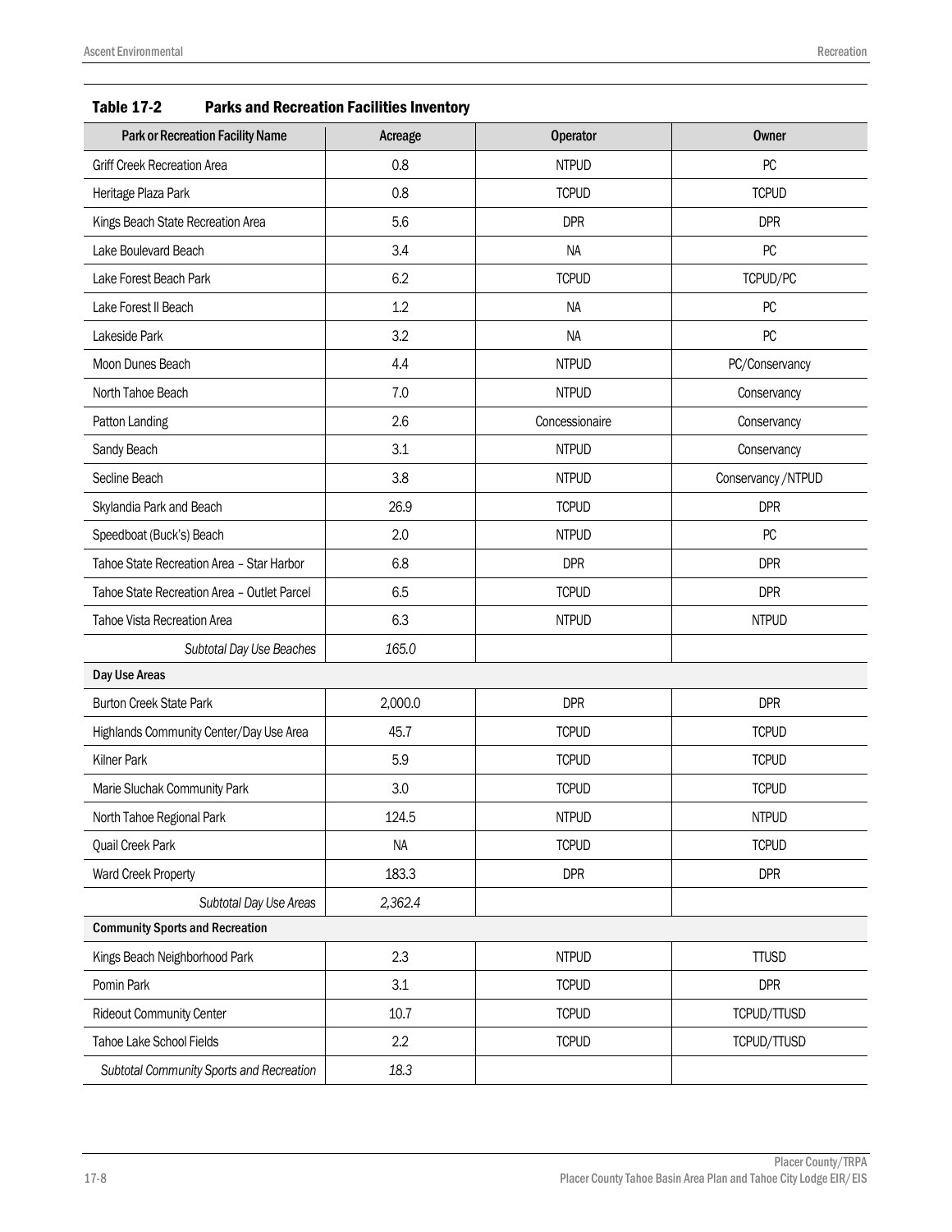**Table 17-2 Parks and Recreation Facilities Inventory**

| Park or Recreation Facility Name | Acreage | Operator | Owner |
|---|---|---|---|
| Griff Creek Recreation Area | 0.8 | NTPUD | PC |
| Heritage Plaza Park | 0.8 | TCPUD | TCPUD |
| Kings Beach State Recreation Area | 5.6 | DPR | DPR |
| Lake Boulevard Beach | 3.4 | NA | PC |
| Lake Forest Beach Park | 6.2 | TCPUD | TCPUD/PC |
| Lake Forest II Beach | 1.2 | NA | PC |
| Lakeside Park | 3.2 | NA | PC |
| Moon Dunes Beach | 4.4 | NTPUD | PC/Conservancy |
| North Tahoe Beach | 7.0 | NTPUD | Conservancy |
| Patton Landing | 2.6 | Concessionaire | Conservancy |
| Sandy Beach | 3.1 | NTPUD | Conservancy |
| Secline Beach | 3.8 | NTPUD | Conservancy /NTPUD |
| Skylandia Park and Beach | 26.9 | TCPUD | DPR |
| Speedboat (Buck's) Beach | 2.0 | NTPUD | PC |
| Tahoe State Recreation Area – Star Harbor | 6.8 | DPR | DPR |
| Tahoe State Recreation Area – Outlet Parcel | 6.5 | TCPUD | DPR |
| Tahoe Vista Recreation Area | 6.3 | NTPUD | NTPUD |
| *Subtotal Day Use Beaches* | *165.0* | | |
| **Day Use Areas** | | | |
| Burton Creek State Park | 2,000.0 | DPR | DPR |
| Highlands Community Center/Day Use Area | 45.7 | TCPUD | TCPUD |
| Kilner Park | 5.9 | TCPUD | TCPUD |
| Marie Sluchak Community Park | 3.0 | TCPUD | TCPUD |
| North Tahoe Regional Park | 124.5 | NTPUD | NTPUD |
| Quail Creek Park | NA | TCPUD | TCPUD |
| Ward Creek Property | 183.3 | DPR | DPR |
| *Subtotal Day Use Areas* | *2,362.4* | | |
| **Community Sports and Recreation** | | | |
| Kings Beach Neighborhood Park | 2.3 | NTPUD | TTUSD |
| Pomin Park | 3.1 | TCPUD | DPR |
| Rideout Community Center | 10.7 | TCPUD | TCPUD/TTUSD |
| Tahoe Lake School Fields | 2.2 | TCPUD | TCPUD/TTUSD |
| *Subtotal Community Sports and Recreation* | *18.3* | | |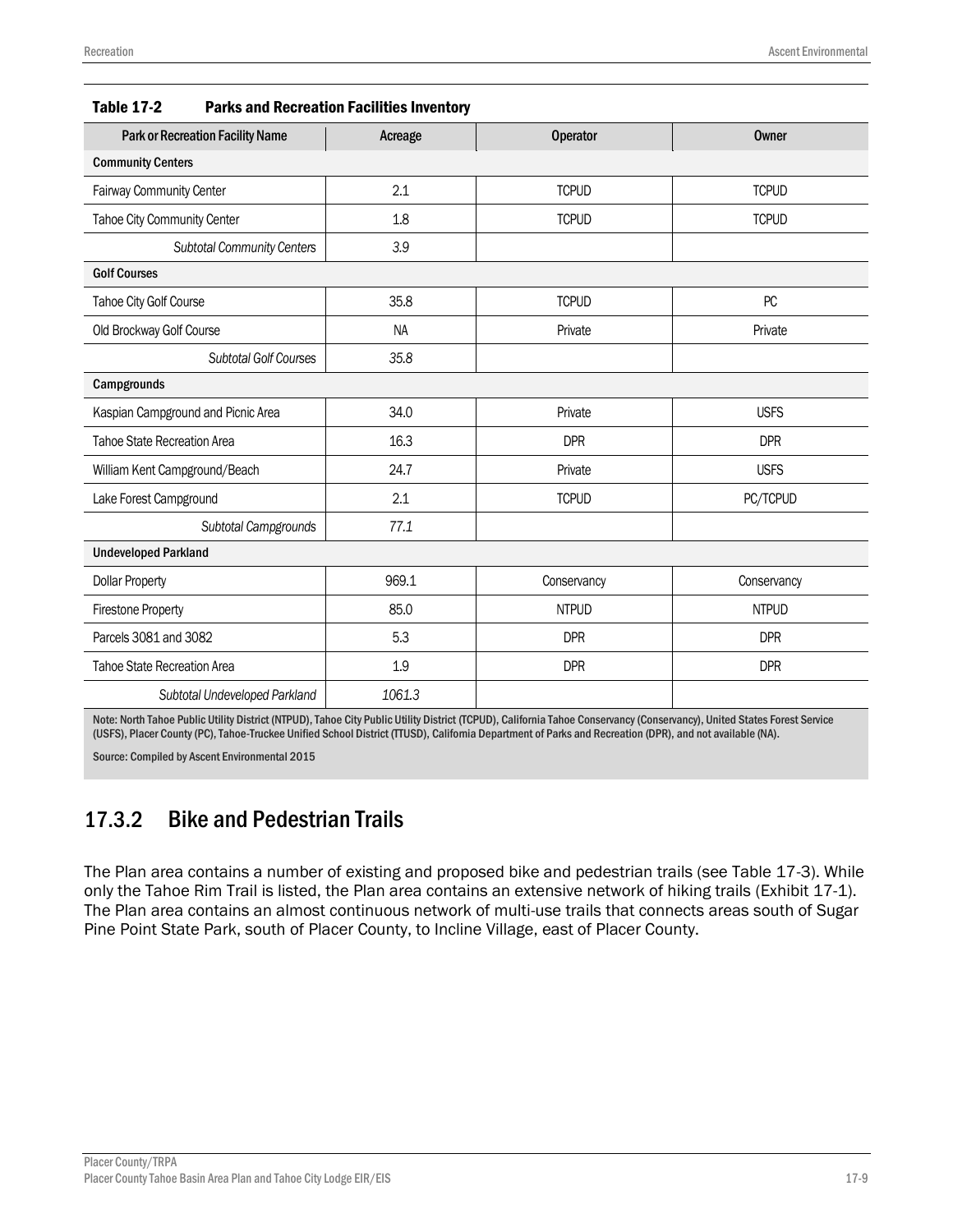**Table 17-2 Parks and Recreation Facilities Inventory**

| Park or Recreation Facility Name | Acreage | Operator | Owner |
|---|---|---|---|
| **Community Centers** | | | |
| Fairway Community Center | 2.1 | TCPUD | TCPUD |
| Tahoe City Community Center | 1.8 | TCPUD | TCPUD |
| *Subtotal Community Centers* | *3.9* | | |
| **Golf Courses** | | | |
| Tahoe City Golf Course | 35.8 | TCPUD | PC |
| Old Brockway Golf Course | NA | Private | Private |
| *Subtotal Golf Courses* | *35.8* | | |
| **Campgrounds** | | | |
| Kaspian Campground and Picnic Area | 34.0 | Private | USFS |
| Tahoe State Recreation Area | 16.3 | DPR | DPR |
| William Kent Campground/Beach | 24.7 | Private | USFS |
| Lake Forest Campground | 2.1 | TCPUD | PC/TCPUD |
| *Subtotal Campgrounds* | *77.1* | | |
| **Undeveloped Parkland** | | | |
| Dollar Property | 969.1 | Conservancy | Conservancy |
| Firestone Property | 85.0 | NTPUD | NTPUD |
| Parcels 3081 and 3082 | 5.3 | DPR | DPR |
| Tahoe State Recreation Area | 1.9 | DPR | DPR |
| *Subtotal Undeveloped Parkland* | *1061.3* | | |

Note: North Tahoe Public Utility District (NTPUD), Tahoe City Public Utility District (TCPUD), California Tahoe Conservancy (Conservancy), United States Forest Service (USFS), Placer County (PC), Tahoe-Truckee Unified School District (TTUSD), California Department of Parks and Recreation (DPR), and not available (NA).

Source: Compiled by Ascent Environmental 2015

## 17.3.2 Bike and Pedestrian Trails

The Plan area contains a number of existing and proposed bike and pedestrian trails (see Table 17-3). While only the Tahoe Rim Trail is listed, the Plan area contains an extensive network of hiking trails (Exhibit 17-1). The Plan area contains an almost continuous network of multi-use trails that connects areas south of Sugar Pine Point State Park, south of Placer County, to Incline Village, east of Placer County.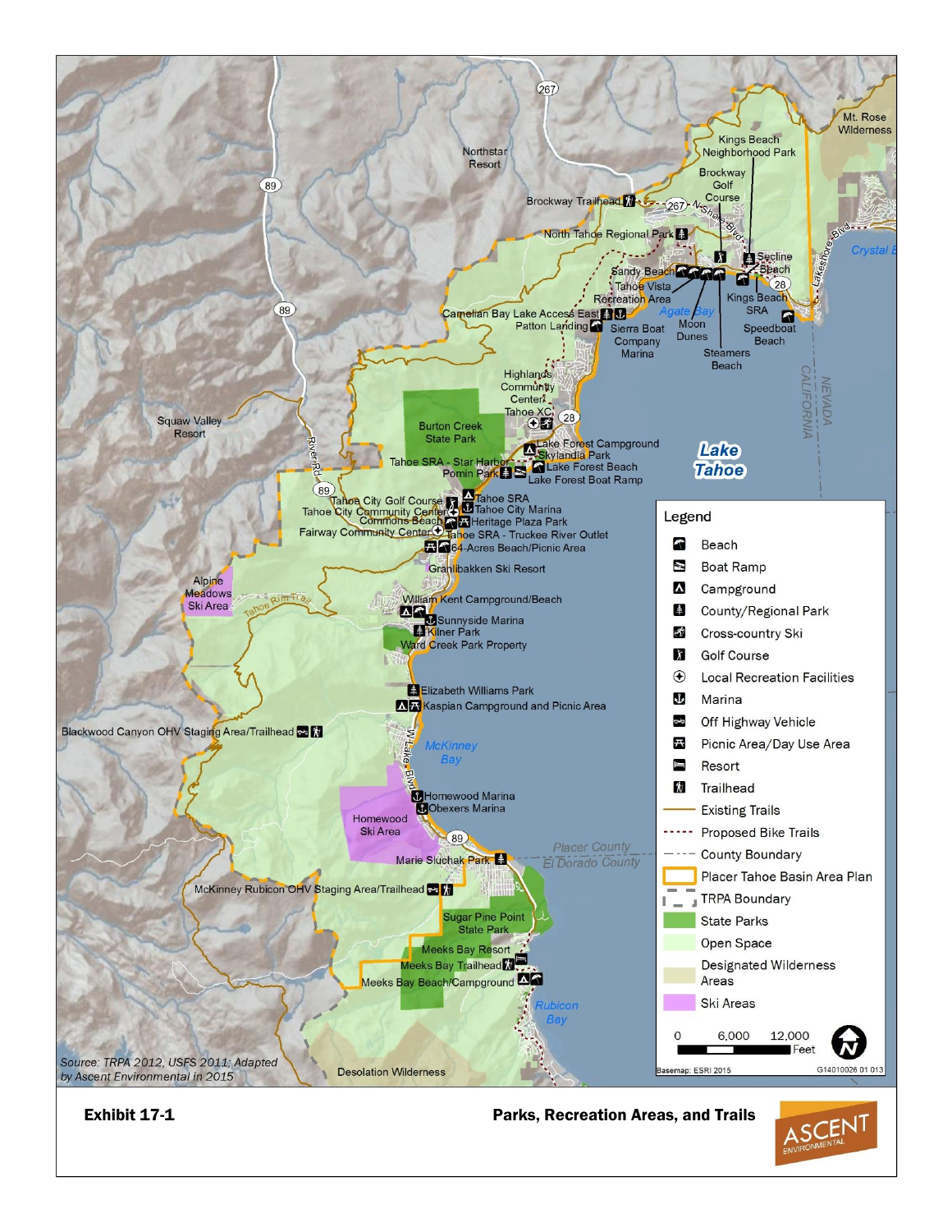**Exhibit 17-1** **Parks, Recreation Areas, and Trails**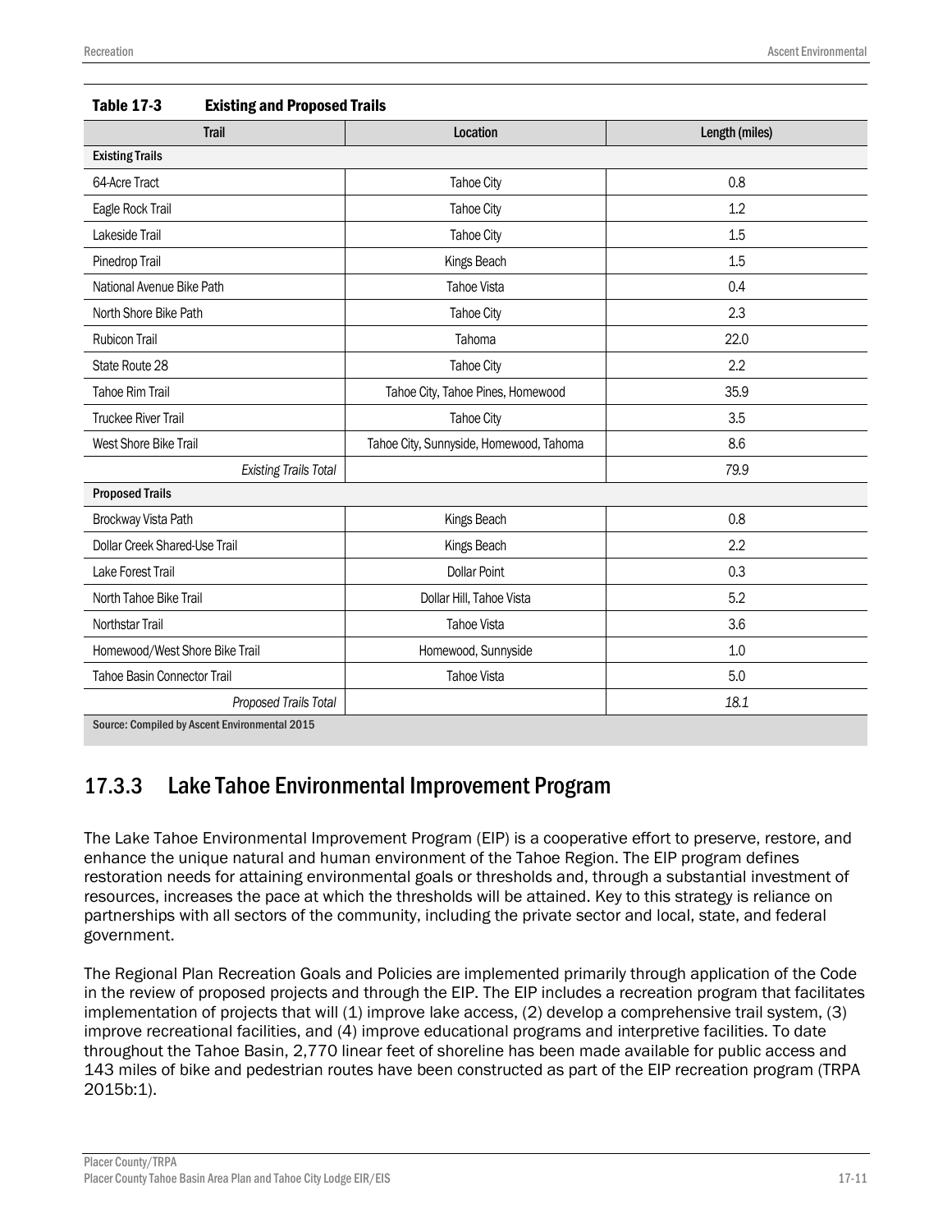**Table 17-3 Existing and Proposed Trails**

| Trail | Location | Length (miles) |
|---|---|---|
| **Existing Trails** | | |
| 64-Acre Tract | Tahoe City | 0.8 |
| Eagle Rock Trail | Tahoe City | 1.2 |
| Lakeside Trail | Tahoe City | 1.5 |
| Pinedrop Trail | Kings Beach | 1.5 |
| National Avenue Bike Path | Tahoe Vista | 0.4 |
| North Shore Bike Path | Tahoe City | 2.3 |
| Rubicon Trail | Tahoma | 22.0 |
| State Route 28 | Tahoe City | 2.2 |
| Tahoe Rim Trail | Tahoe City, Tahoe Pines, Homewood | 35.9 |
| Truckee River Trail | Tahoe City | 3.5 |
| West Shore Bike Trail | Tahoe City, Sunnyside, Homewood, Tahoma | 8.6 |
| *Existing Trails Total* | | 79.9 |
| **Proposed Trails** | | |
| Brockway Vista Path | Kings Beach | 0.8 |
| Dollar Creek Shared-Use Trail | Kings Beach | 2.2 |
| Lake Forest Trail | Dollar Point | 0.3 |
| North Tahoe Bike Trail | Dollar Hill, Tahoe Vista | 5.2 |
| Northstar Trail | Tahoe Vista | 3.6 |
| Homewood/West Shore Bike Trail | Homewood, Sunnyside | 1.0 |
| Tahoe Basin Connector Trail | Tahoe Vista | 5.0 |
| *Proposed Trails Total* | | *18.1* |

Source: Compiled by Ascent Environmental 2015

## 17.3.3 Lake Tahoe Environmental Improvement Program

The Lake Tahoe Environmental Improvement Program (EIP) is a cooperative effort to preserve, restore, and enhance the unique natural and human environment of the Tahoe Region. The EIP program defines restoration needs for attaining environmental goals or thresholds and, through a substantial investment of resources, increases the pace at which the thresholds will be attained. Key to this strategy is reliance on partnerships with all sectors of the community, including the private sector and local, state, and federal government.

The Regional Plan Recreation Goals and Policies are implemented primarily through application of the Code in the review of proposed projects and through the EIP. The EIP includes a recreation program that facilitates implementation of projects that will (1) improve lake access, (2) develop a comprehensive trail system, (3) improve recreational facilities, and (4) improve educational programs and interpretive facilities. To date throughout the Tahoe Basin, 2,770 linear feet of shoreline has been made available for public access and 143 miles of bike and pedestrian routes have been constructed as part of the EIP recreation program (TRPA 2015b:1).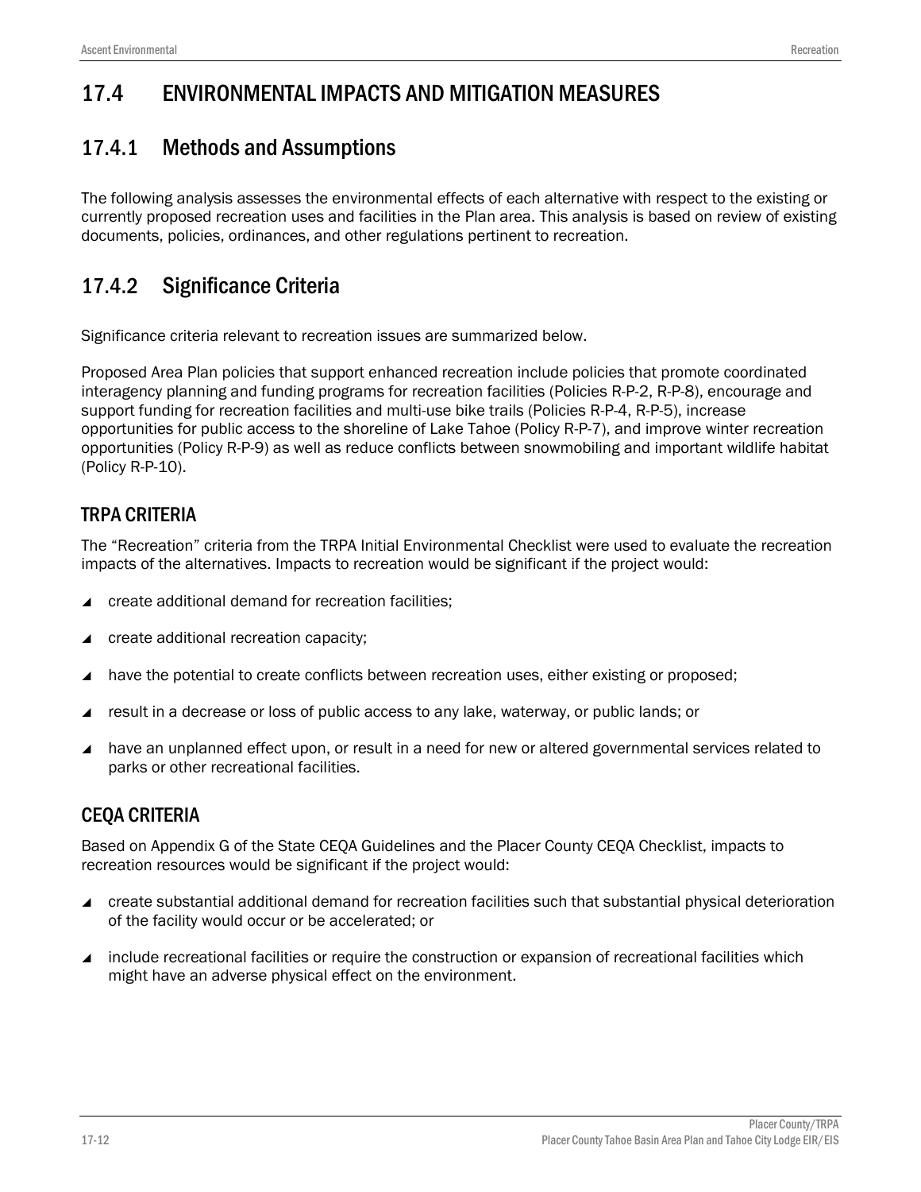# 17.4 ENVIRONMENTAL IMPACTS AND MITIGATION MEASURES

## 17.4.1 Methods and Assumptions

The following analysis assesses the environmental effects of each alternative with respect to the existing or currently proposed recreation uses and facilities in the Plan area. This analysis is based on review of existing documents, policies, ordinances, and other regulations pertinent to recreation.

## 17.4.2 Significance Criteria

Significance criteria relevant to recreation issues are summarized below.

Proposed Area Plan policies that support enhanced recreation include policies that promote coordinated interagency planning and funding programs for recreation facilities (Policies R-P-2, R-P-8), encourage and support funding for recreation facilities and multi-use bike trails (Policies R-P-4, R-P-5), increase opportunities for public access to the shoreline of Lake Tahoe (Policy R-P-7), and improve winter recreation opportunities (Policy R-P-9) as well as reduce conflicts between snowmobiling and important wildlife habitat (Policy R-P-10).

### TRPA CRITERIA

The "Recreation" criteria from the TRPA Initial Environmental Checklist were used to evaluate the recreation impacts of the alternatives. Impacts to recreation would be significant if the project would:

- create additional demand for recreation facilities;
- create additional recreation capacity;
- have the potential to create conflicts between recreation uses, either existing or proposed;
- result in a decrease or loss of public access to any lake, waterway, or public lands; or
- have an unplanned effect upon, or result in a need for new or altered governmental services related to parks or other recreational facilities.

### CEQA CRITERIA

Based on Appendix G of the State CEQA Guidelines and the Placer County CEQA Checklist, impacts to recreation resources would be significant if the project would:

- create substantial additional demand for recreation facilities such that substantial physical deterioration of the facility would occur or be accelerated; or
- include recreational facilities or require the construction or expansion of recreational facilities which might have an adverse physical effect on the environment.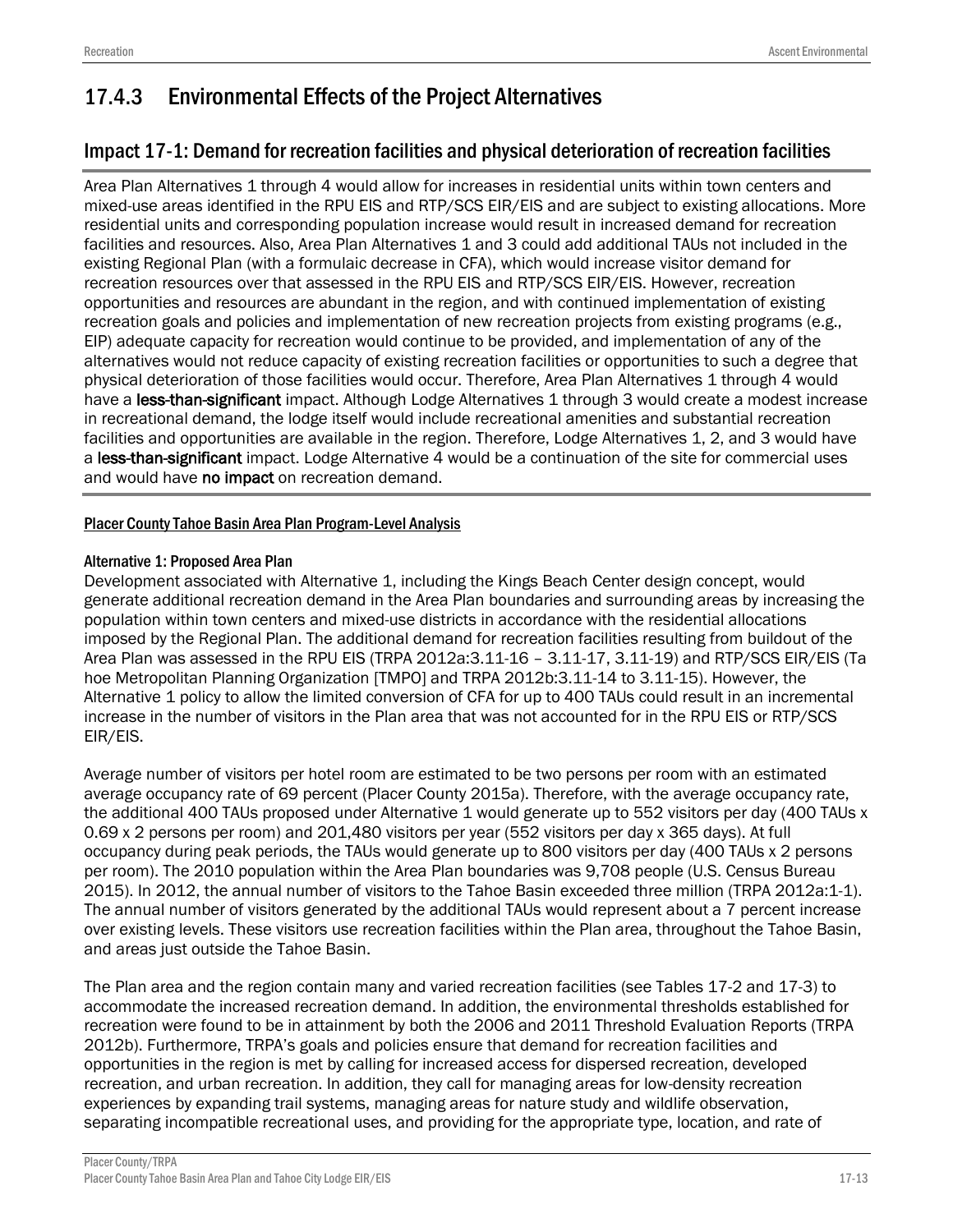## 17.4.3 Environmental Effects of the Project Alternatives

### Impact 17-1: Demand for recreation facilities and physical deterioration of recreation facilities

Area Plan Alternatives 1 through 4 would allow for increases in residential units within town centers and mixed-use areas identified in the RPU EIS and RTP/SCS EIR/EIS and are subject to existing allocations. More residential units and corresponding population increase would result in increased demand for recreation facilities and resources. Also, Area Plan Alternatives 1 and 3 could add additional TAUs not included in the existing Regional Plan (with a formulaic decrease in CFA), which would increase visitor demand for recreation resources over that assessed in the RPU EIS and RTP/SCS EIR/EIS. However, recreation opportunities and resources are abundant in the region, and with continued implementation of existing recreation goals and policies and implementation of new recreation projects from existing programs (e.g., EIP) adequate capacity for recreation would continue to be provided, and implementation of any of the alternatives would not reduce capacity of existing recreation facilities or opportunities to such a degree that physical deterioration of those facilities would occur. Therefore, Area Plan Alternatives 1 through 4 would have a **less-than-significant** impact. Although Lodge Alternatives 1 through 3 would create a modest increase in recreational demand, the lodge itself would include recreational amenities and substantial recreation facilities and opportunities are available in the region. Therefore, Lodge Alternatives 1, 2, and 3 would have a **less-than-significant** impact. Lodge Alternative 4 would be a continuation of the site for commercial uses and would have **no impact** on recreation demand.

#### Placer County Tahoe Basin Area Plan Program-Level Analysis

##### Alternative 1: Proposed Area Plan

Development associated with Alternative 1, including the Kings Beach Center design concept, would generate additional recreation demand in the Area Plan boundaries and surrounding areas by increasing the population within town centers and mixed-use districts in accordance with the residential allocations imposed by the Regional Plan. The additional demand for recreation facilities resulting from buildout of the Area Plan was assessed in the RPU EIS (TRPA 2012a:3.11-16 – 3.11-17, 3.11-19) and RTP/SCS EIR/EIS (Tahoe Metropolitan Planning Organization [TMPO] and TRPA 2012b:3.11-14 to 3.11-15). However, the Alternative 1 policy to allow the limited conversion of CFA for up to 400 TAUs could result in an incremental increase in the number of visitors in the Plan area that was not accounted for in the RPU EIS or RTP/SCS EIR/EIS.

Average number of visitors per hotel room are estimated to be two persons per room with an estimated average occupancy rate of 69 percent (Placer County 2015a). Therefore, with the average occupancy rate, the additional 400 TAUs proposed under Alternative 1 would generate up to 552 visitors per day (400 TAUs x 0.69 x 2 persons per room) and 201,480 visitors per year (552 visitors per day x 365 days). At full occupancy during peak periods, the TAUs would generate up to 800 visitors per day (400 TAUs x 2 persons per room). The 2010 population within the Area Plan boundaries was 9,708 people (U.S. Census Bureau 2015). In 2012, the annual number of visitors to the Tahoe Basin exceeded three million (TRPA 2012a:1-1). The annual number of visitors generated by the additional TAUs would represent about a 7 percent increase over existing levels. These visitors use recreation facilities within the Plan area, throughout the Tahoe Basin, and areas just outside the Tahoe Basin.

The Plan area and the region contain many and varied recreation facilities (see Tables 17-2 and 17-3) to accommodate the increased recreation demand. In addition, the environmental thresholds established for recreation were found to be in attainment by both the 2006 and 2011 Threshold Evaluation Reports (TRPA 2012b). Furthermore, TRPA's goals and policies ensure that demand for recreation facilities and opportunities in the region is met by calling for increased access for dispersed recreation, developed recreation, and urban recreation. In addition, they call for managing areas for low-density recreation experiences by expanding trail systems, managing areas for nature study and wildlife observation, separating incompatible recreational uses, and providing for the appropriate type, location, and rate of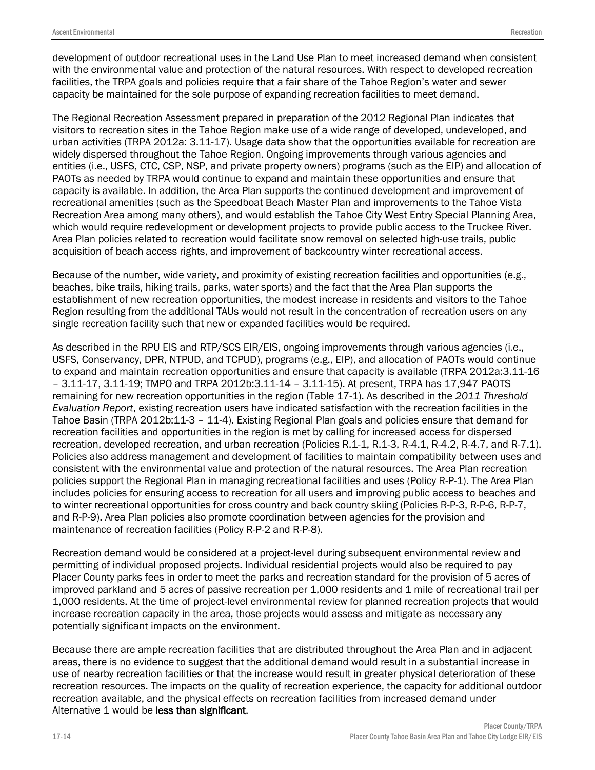development of outdoor recreational uses in the Land Use Plan to meet increased demand when consistent with the environmental value and protection of the natural resources. With respect to developed recreation facilities, the TRPA goals and policies require that a fair share of the Tahoe Region's water and sewer capacity be maintained for the sole purpose of expanding recreation facilities to meet demand.

The Regional Recreation Assessment prepared in preparation of the 2012 Regional Plan indicates that visitors to recreation sites in the Tahoe Region make use of a wide range of developed, undeveloped, and urban activities (TRPA 2012a: 3.11-17). Usage data show that the opportunities available for recreation are widely dispersed throughout the Tahoe Region. Ongoing improvements through various agencies and entities (i.e., USFS, CTC, CSP, NSP, and private property owners) programs (such as the EIP) and allocation of PAOTs as needed by TRPA would continue to expand and maintain these opportunities and ensure that capacity is available. In addition, the Area Plan supports the continued development and improvement of recreational amenities (such as the Speedboat Beach Master Plan and improvements to the Tahoe Vista Recreation Area among many others), and would establish the Tahoe City West Entry Special Planning Area, which would require redevelopment or development projects to provide public access to the Truckee River. Area Plan policies related to recreation would facilitate snow removal on selected high-use trails, public acquisition of beach access rights, and improvement of backcountry winter recreational access.

Because of the number, wide variety, and proximity of existing recreation facilities and opportunities (e.g., beaches, bike trails, hiking trails, parks, water sports) and the fact that the Area Plan supports the establishment of new recreation opportunities, the modest increase in residents and visitors to the Tahoe Region resulting from the additional TAUs would not result in the concentration of recreation users on any single recreation facility such that new or expanded facilities would be required.

As described in the RPU EIS and RTP/SCS EIR/EIS, ongoing improvements through various agencies (i.e., USFS, Conservancy, DPR, NTPUD, and TCPUD), programs (e.g., EIP), and allocation of PAOTs would continue to expand and maintain recreation opportunities and ensure that capacity is available (TRPA 2012a:3.11-16 – 3.11-17, 3.11-19; TMPO and TRPA 2012b:3.11-14 – 3.11-15). At present, TRPA has 17,947 PAOTS remaining for new recreation opportunities in the region (Table 17-1). As described in the *2011 Threshold Evaluation Report*, existing recreation users have indicated satisfaction with the recreation facilities in the Tahoe Basin (TRPA 2012b:11-3 – 11-4). Existing Regional Plan goals and policies ensure that demand for recreation facilities and opportunities in the region is met by calling for increased access for dispersed recreation, developed recreation, and urban recreation (Policies R.1-1, R.1-3, R-4.1, R-4.2, R-4.7, and R-7.1). Policies also address management and development of facilities to maintain compatibility between uses and consistent with the environmental value and protection of the natural resources. The Area Plan recreation policies support the Regional Plan in managing recreational facilities and uses (Policy R-P-1). The Area Plan includes policies for ensuring access to recreation for all users and improving public access to beaches and to winter recreational opportunities for cross country and back country skiing (Policies R-P-3, R-P-6, R-P-7, and R-P-9). Area Plan policies also promote coordination between agencies for the provision and maintenance of recreation facilities (Policy R-P-2 and R-P-8).

Recreation demand would be considered at a project-level during subsequent environmental review and permitting of individual proposed projects. Individual residential projects would also be required to pay Placer County parks fees in order to meet the parks and recreation standard for the provision of 5 acres of improved parkland and 5 acres of passive recreation per 1,000 residents and 1 mile of recreational trail per 1,000 residents. At the time of project-level environmental review for planned recreation projects that would increase recreation capacity in the area, those projects would assess and mitigate as necessary any potentially significant impacts on the environment.

Because there are ample recreation facilities that are distributed throughout the Area Plan and in adjacent areas, there is no evidence to suggest that the additional demand would result in a substantial increase in use of nearby recreation facilities or that the increase would result in greater physical deterioration of these recreation resources. The impacts on the quality of recreation experience, the capacity for additional outdoor recreation available, and the physical effects on recreation facilities from increased demand under Alternative 1 would be **less than significant**.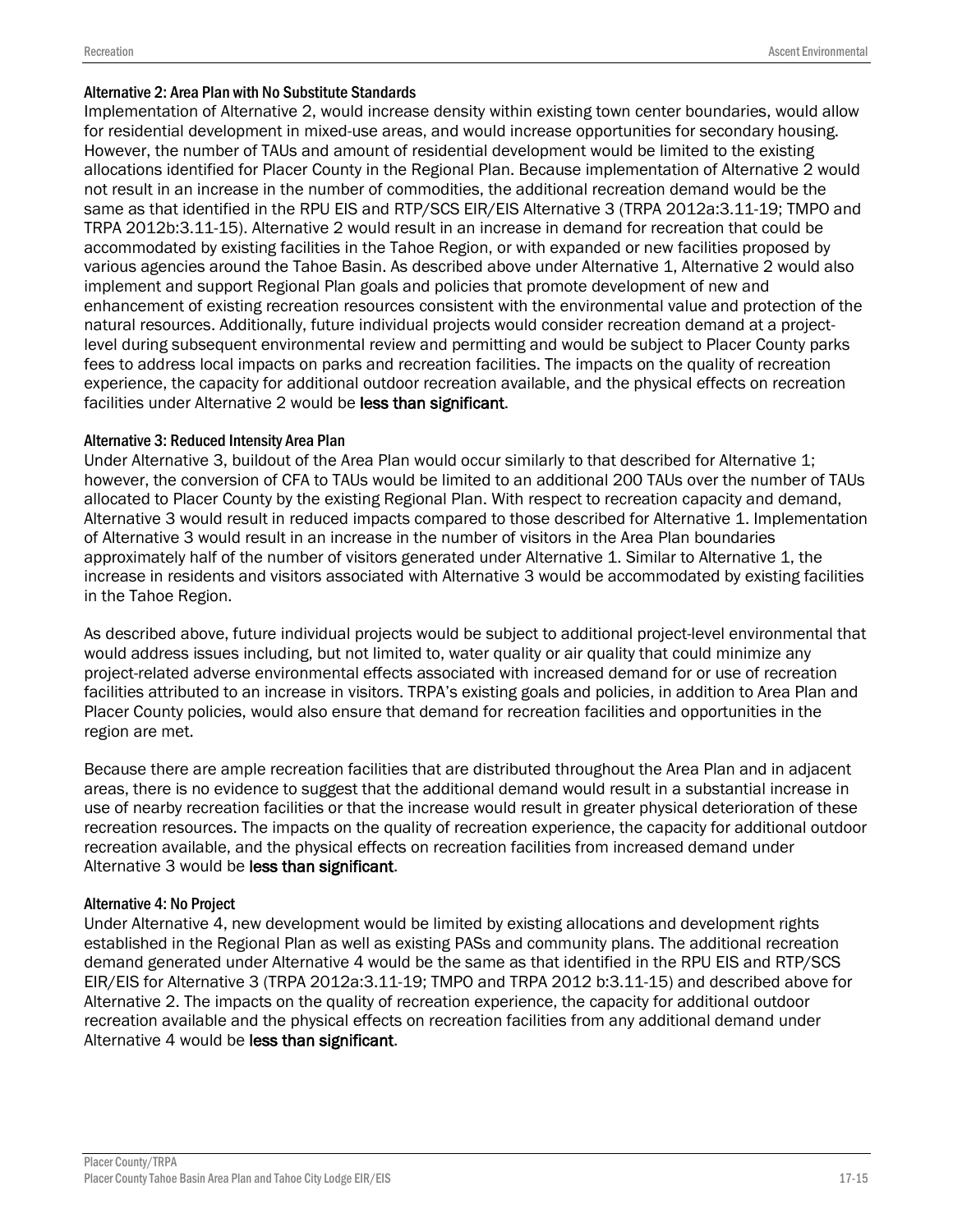#### Alternative 2: Area Plan with No Substitute Standards

Implementation of Alternative 2, would increase density within existing town center boundaries, would allow for residential development in mixed-use areas, and would increase opportunities for secondary housing. However, the number of TAUs and amount of residential development would be limited to the existing allocations identified for Placer County in the Regional Plan. Because implementation of Alternative 2 would not result in an increase in the number of commodities, the additional recreation demand would be the same as that identified in the RPU EIS and RTP/SCS EIR/EIS Alternative 3 (TRPA 2012a:3.11-19; TMPO and TRPA 2012b:3.11-15). Alternative 2 would result in an increase in demand for recreation that could be accommodated by existing facilities in the Tahoe Region, or with expanded or new facilities proposed by various agencies around the Tahoe Basin. As described above under Alternative 1, Alternative 2 would also implement and support Regional Plan goals and policies that promote development of new and enhancement of existing recreation resources consistent with the environmental value and protection of the natural resources. Additionally, future individual projects would consider recreation demand at a project-level during subsequent environmental review and permitting and would be subject to Placer County parks fees to address local impacts on parks and recreation facilities. The impacts on the quality of recreation experience, the capacity for additional outdoor recreation available, and the physical effects on recreation facilities under Alternative 2 would be **less than significant**.

#### Alternative 3: Reduced Intensity Area Plan

Under Alternative 3, buildout of the Area Plan would occur similarly to that described for Alternative 1; however, the conversion of CFA to TAUs would be limited to an additional 200 TAUs over the number of TAUs allocated to Placer County by the existing Regional Plan. With respect to recreation capacity and demand, Alternative 3 would result in reduced impacts compared to those described for Alternative 1. Implementation of Alternative 3 would result in an increase in the number of visitors in the Area Plan boundaries approximately half of the number of visitors generated under Alternative 1. Similar to Alternative 1, the increase in residents and visitors associated with Alternative 3 would be accommodated by existing facilities in the Tahoe Region.

As described above, future individual projects would be subject to additional project-level environmental that would address issues including, but not limited to, water quality or air quality that could minimize any project-related adverse environmental effects associated with increased demand for or use of recreation facilities attributed to an increase in visitors. TRPA's existing goals and policies, in addition to Area Plan and Placer County policies, would also ensure that demand for recreation facilities and opportunities in the region are met.

Because there are ample recreation facilities that are distributed throughout the Area Plan and in adjacent areas, there is no evidence to suggest that the additional demand would result in a substantial increase in use of nearby recreation facilities or that the increase would result in greater physical deterioration of these recreation resources. The impacts on the quality of recreation experience, the capacity for additional outdoor recreation available, and the physical effects on recreation facilities from increased demand under Alternative 3 would be **less than significant**.

#### Alternative 4: No Project

Under Alternative 4, new development would be limited by existing allocations and development rights established in the Regional Plan as well as existing PASs and community plans. The additional recreation demand generated under Alternative 4 would be the same as that identified in the RPU EIS and RTP/SCS EIR/EIS for Alternative 3 (TRPA 2012a:3.11-19; TMPO and TRPA 2012 b:3.11-15) and described above for Alternative 2. The impacts on the quality of recreation experience, the capacity for additional outdoor recreation available and the physical effects on recreation facilities from any additional demand under Alternative 4 would be **less than significant**.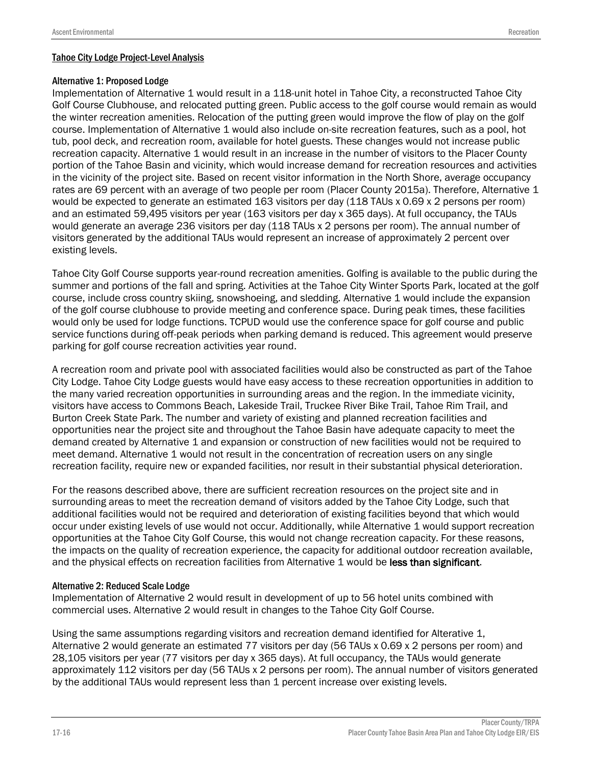## Tahoe City Lodge Project-Level Analysis

### Alternative 1: Proposed Lodge

Implementation of Alternative 1 would result in a 118-unit hotel in Tahoe City, a reconstructed Tahoe City Golf Course Clubhouse, and relocated putting green. Public access to the golf course would remain as would the winter recreation amenities. Relocation of the putting green would improve the flow of play on the golf course. Implementation of Alternative 1 would also include on-site recreation features, such as a pool, hot tub, pool deck, and recreation room, available for hotel guests. These changes would not increase public recreation capacity. Alternative 1 would result in an increase in the number of visitors to the Placer County portion of the Tahoe Basin and vicinity, which would increase demand for recreation resources and activities in the vicinity of the project site. Based on recent visitor information in the North Shore, average occupancy rates are 69 percent with an average of two people per room (Placer County 2015a). Therefore, Alternative 1 would be expected to generate an estimated 163 visitors per day (118 TAUs x 0.69 x 2 persons per room) and an estimated 59,495 visitors per year (163 visitors per day x 365 days). At full occupancy, the TAUs would generate an average 236 visitors per day (118 TAUs x 2 persons per room). The annual number of visitors generated by the additional TAUs would represent an increase of approximately 2 percent over existing levels.

Tahoe City Golf Course supports year-round recreation amenities. Golfing is available to the public during the summer and portions of the fall and spring. Activities at the Tahoe City Winter Sports Park, located at the golf course, include cross country skiing, snowshoeing, and sledding. Alternative 1 would include the expansion of the golf course clubhouse to provide meeting and conference space. During peak times, these facilities would only be used for lodge functions. TCPUD would use the conference space for golf course and public service functions during off-peak periods when parking demand is reduced. This agreement would preserve parking for golf course recreation activities year round.

A recreation room and private pool with associated facilities would also be constructed as part of the Tahoe City Lodge. Tahoe City Lodge guests would have easy access to these recreation opportunities in addition to the many varied recreation opportunities in surrounding areas and the region. In the immediate vicinity, visitors have access to Commons Beach, Lakeside Trail, Truckee River Bike Trail, Tahoe Rim Trail, and Burton Creek State Park. The number and variety of existing and planned recreation facilities and opportunities near the project site and throughout the Tahoe Basin have adequate capacity to meet the demand created by Alternative 1 and expansion or construction of new facilities would not be required to meet demand. Alternative 1 would not result in the concentration of recreation users on any single recreation facility, require new or expanded facilities, nor result in their substantial physical deterioration.

For the reasons described above, there are sufficient recreation resources on the project site and in surrounding areas to meet the recreation demand of visitors added by the Tahoe City Lodge, such that additional facilities would not be required and deterioration of existing facilities beyond that which would occur under existing levels of use would not occur. Additionally, while Alternative 1 would support recreation opportunities at the Tahoe City Golf Course, this would not change recreation capacity. For these reasons, the impacts on the quality of recreation experience, the capacity for additional outdoor recreation available, and the physical effects on recreation facilities from Alternative 1 would be **less than significant**.

### Alternative 2: Reduced Scale Lodge

Implementation of Alternative 2 would result in development of up to 56 hotel units combined with commercial uses. Alternative 2 would result in changes to the Tahoe City Golf Course.

Using the same assumptions regarding visitors and recreation demand identified for Alterative 1, Alternative 2 would generate an estimated 77 visitors per day (56 TAUs x 0.69 x 2 persons per room) and 28,105 visitors per year (77 visitors per day x 365 days). At full occupancy, the TAUs would generate approximately 112 visitors per day (56 TAUs x 2 persons per room). The annual number of visitors generated by the additional TAUs would represent less than 1 percent increase over existing levels.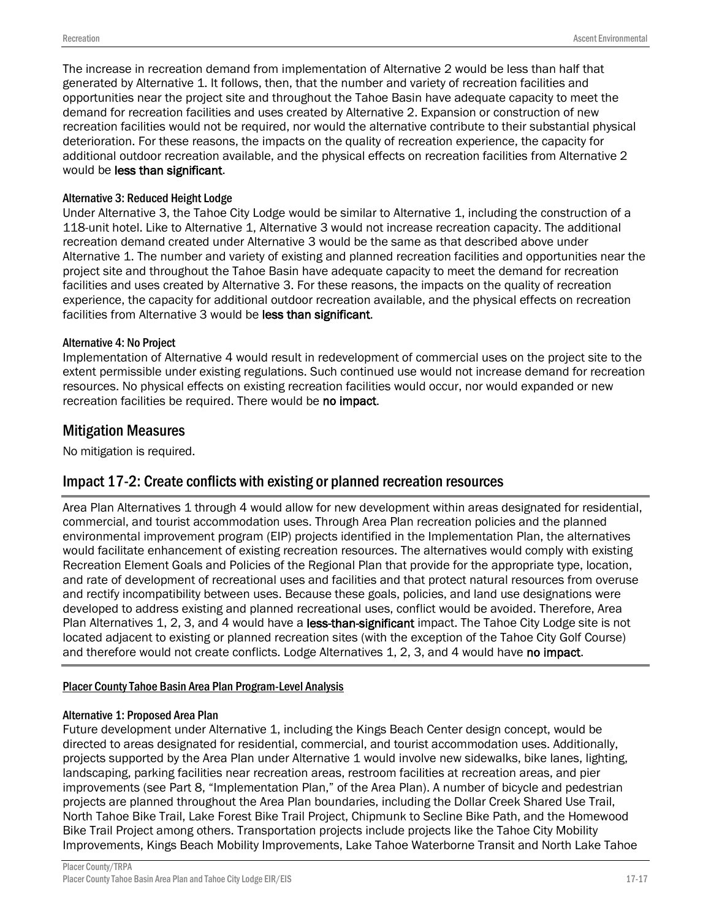The increase in recreation demand from implementation of Alternative 2 would be less than half that generated by Alternative 1. It follows, then, that the number and variety of recreation facilities and opportunities near the project site and throughout the Tahoe Basin have adequate capacity to meet the demand for recreation facilities and uses created by Alternative 2. Expansion or construction of new recreation facilities would not be required, nor would the alternative contribute to their substantial physical deterioration. For these reasons, the impacts on the quality of recreation experience, the capacity for additional outdoor recreation available, and the physical effects on recreation facilities from Alternative 2 would be **less than significant**.

#### Alternative 3: Reduced Height Lodge

Under Alternative 3, the Tahoe City Lodge would be similar to Alternative 1, including the construction of a 118-unit hotel. Like to Alternative 1, Alternative 3 would not increase recreation capacity. The additional recreation demand created under Alternative 3 would be the same as that described above under Alternative 1. The number and variety of existing and planned recreation facilities and opportunities near the project site and throughout the Tahoe Basin have adequate capacity to meet the demand for recreation facilities and uses created by Alternative 3. For these reasons, the impacts on the quality of recreation experience, the capacity for additional outdoor recreation available, and the physical effects on recreation facilities from Alternative 3 would be **less than significant**.

#### Alternative 4: No Project

Implementation of Alternative 4 would result in redevelopment of commercial uses on the project site to the extent permissible under existing regulations. Such continued use would not increase demand for recreation resources. No physical effects on existing recreation facilities would occur, nor would expanded or new recreation facilities be required. There would be **no impact**.

## Mitigation Measures

No mitigation is required.

## Impact 17-2: Create conflicts with existing or planned recreation resources

Area Plan Alternatives 1 through 4 would allow for new development within areas designated for residential, commercial, and tourist accommodation uses. Through Area Plan recreation policies and the planned environmental improvement program (EIP) projects identified in the Implementation Plan, the alternatives would facilitate enhancement of existing recreation resources. The alternatives would comply with existing Recreation Element Goals and Policies of the Regional Plan that provide for the appropriate type, location, and rate of development of recreational uses and facilities and that protect natural resources from overuse and rectify incompatibility between uses. Because these goals, policies, and land use designations were developed to address existing and planned recreational uses, conflict would be avoided. Therefore, Area Plan Alternatives 1, 2, 3, and 4 would have a **less-than-significant** impact. The Tahoe City Lodge site is not located adjacent to existing or planned recreation sites (with the exception of the Tahoe City Golf Course) and therefore would not create conflicts. Lodge Alternatives 1, 2, 3, and 4 would have **no impact**.

### Placer County Tahoe Basin Area Plan Program-Level Analysis

#### Alternative 1: Proposed Area Plan

Future development under Alternative 1, including the Kings Beach Center design concept, would be directed to areas designated for residential, commercial, and tourist accommodation uses. Additionally, projects supported by the Area Plan under Alternative 1 would involve new sidewalks, bike lanes, lighting, landscaping, parking facilities near recreation areas, restroom facilities at recreation areas, and pier improvements (see Part 8, "Implementation Plan," of the Area Plan). A number of bicycle and pedestrian projects are planned throughout the Area Plan boundaries, including the Dollar Creek Shared Use Trail, North Tahoe Bike Trail, Lake Forest Bike Trail Project, Chipmunk to Secline Bike Path, and the Homewood Bike Trail Project among others. Transportation projects include projects like the Tahoe City Mobility Improvements, Kings Beach Mobility Improvements, Lake Tahoe Waterborne Transit and North Lake Tahoe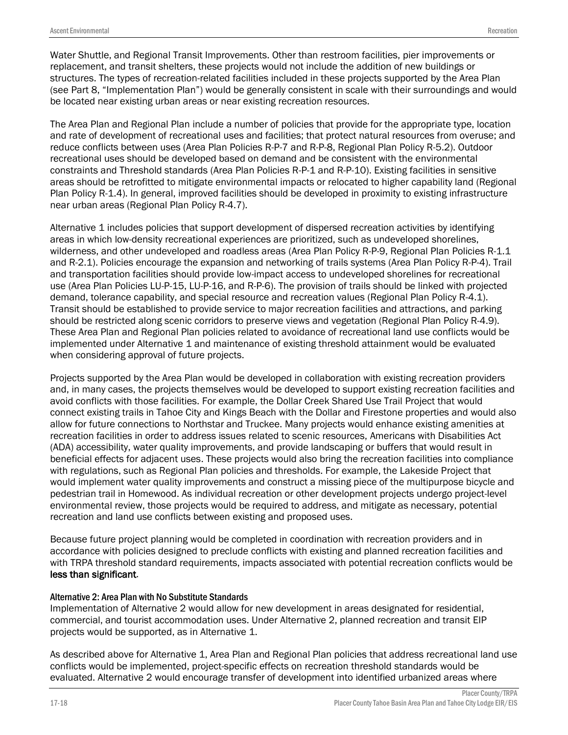Water Shuttle, and Regional Transit Improvements. Other than restroom facilities, pier improvements or replacement, and transit shelters, these projects would not include the addition of new buildings or structures. The types of recreation-related facilities included in these projects supported by the Area Plan (see Part 8, "Implementation Plan") would be generally consistent in scale with their surroundings and would be located near existing urban areas or near existing recreation resources.

The Area Plan and Regional Plan include a number of policies that provide for the appropriate type, location and rate of development of recreational uses and facilities; that protect natural resources from overuse; and reduce conflicts between uses (Area Plan Policies R-P-7 and R-P-8, Regional Plan Policy R-5.2). Outdoor recreational uses should be developed based on demand and be consistent with the environmental constraints and Threshold standards (Area Plan Policies R-P-1 and R-P-10). Existing facilities in sensitive areas should be retrofitted to mitigate environmental impacts or relocated to higher capability land (Regional Plan Policy R-1.4). In general, improved facilities should be developed in proximity to existing infrastructure near urban areas (Regional Plan Policy R-4.7).

Alternative 1 includes policies that support development of dispersed recreation activities by identifying areas in which low-density recreational experiences are prioritized, such as undeveloped shorelines, wilderness, and other undeveloped and roadless areas (Area Plan Policy R-P-9, Regional Plan Policies R-1.1 and R-2.1). Policies encourage the expansion and networking of trails systems (Area Plan Policy R-P-4). Trail and transportation facilities should provide low-impact access to undeveloped shorelines for recreational use (Area Plan Policies LU-P-15, LU-P-16, and R-P-6). The provision of trails should be linked with projected demand, tolerance capability, and special resource and recreation values (Regional Plan Policy R-4.1). Transit should be established to provide service to major recreation facilities and attractions, and parking should be restricted along scenic corridors to preserve views and vegetation (Regional Plan Policy R-4.9). These Area Plan and Regional Plan policies related to avoidance of recreational land use conflicts would be implemented under Alternative 1 and maintenance of existing threshold attainment would be evaluated when considering approval of future projects.

Projects supported by the Area Plan would be developed in collaboration with existing recreation providers and, in many cases, the projects themselves would be developed to support existing recreation facilities and avoid conflicts with those facilities. For example, the Dollar Creek Shared Use Trail Project that would connect existing trails in Tahoe City and Kings Beach with the Dollar and Firestone properties and would also allow for future connections to Northstar and Truckee. Many projects would enhance existing amenities at recreation facilities in order to address issues related to scenic resources, Americans with Disabilities Act (ADA) accessibility, water quality improvements, and provide landscaping or buffers that would result in beneficial effects for adjacent uses. These projects would also bring the recreation facilities into compliance with regulations, such as Regional Plan policies and thresholds. For example, the Lakeside Project that would implement water quality improvements and construct a missing piece of the multipurpose bicycle and pedestrian trail in Homewood. As individual recreation or other development projects undergo project-level environmental review, those projects would be required to address, and mitigate as necessary, potential recreation and land use conflicts between existing and proposed uses.

Because future project planning would be completed in coordination with recreation providers and in accordance with policies designed to preclude conflicts with existing and planned recreation facilities and with TRPA threshold standard requirements, impacts associated with potential recreation conflicts would be **less than significant**.

#### Alternative 2: Area Plan with No Substitute Standards

Implementation of Alternative 2 would allow for new development in areas designated for residential, commercial, and tourist accommodation uses. Under Alternative 2, planned recreation and transit EIP projects would be supported, as in Alternative 1.

As described above for Alternative 1, Area Plan and Regional Plan policies that address recreational land use conflicts would be implemented, project-specific effects on recreation threshold standards would be evaluated. Alternative 2 would encourage transfer of development into identified urbanized areas where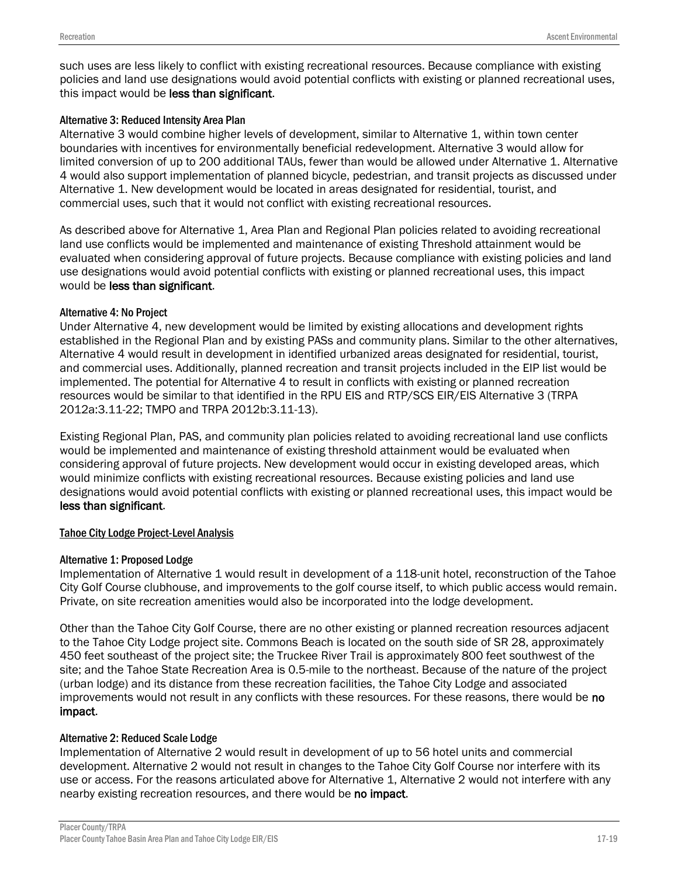such uses are less likely to conflict with existing recreational resources. Because compliance with existing policies and land use designations would avoid potential conflicts with existing or planned recreational uses, this impact would be **less than significant**.

#### Alternative 3: Reduced Intensity Area Plan

Alternative 3 would combine higher levels of development, similar to Alternative 1, within town center boundaries with incentives for environmentally beneficial redevelopment. Alternative 3 would allow for limited conversion of up to 200 additional TAUs, fewer than would be allowed under Alternative 1. Alternative 4 would also support implementation of planned bicycle, pedestrian, and transit projects as discussed under Alternative 1. New development would be located in areas designated for residential, tourist, and commercial uses, such that it would not conflict with existing recreational resources.

As described above for Alternative 1, Area Plan and Regional Plan policies related to avoiding recreational land use conflicts would be implemented and maintenance of existing Threshold attainment would be evaluated when considering approval of future projects. Because compliance with existing policies and land use designations would avoid potential conflicts with existing or planned recreational uses, this impact would be **less than significant**.

#### Alternative 4: No Project

Under Alternative 4, new development would be limited by existing allocations and development rights established in the Regional Plan and by existing PASs and community plans. Similar to the other alternatives, Alternative 4 would result in development in identified urbanized areas designated for residential, tourist, and commercial uses. Additionally, planned recreation and transit projects included in the EIP list would be implemented. The potential for Alternative 4 to result in conflicts with existing or planned recreation resources would be similar to that identified in the RPU EIS and RTP/SCS EIR/EIS Alternative 3 (TRPA 2012a:3.11-22; TMPO and TRPA 2012b:3.11-13).

Existing Regional Plan, PAS, and community plan policies related to avoiding recreational land use conflicts would be implemented and maintenance of existing threshold attainment would be evaluated when considering approval of future projects. New development would occur in existing developed areas, which would minimize conflicts with existing recreational resources. Because existing policies and land use designations would avoid potential conflicts with existing or planned recreational uses, this impact would be **less than significant**.

### Tahoe City Lodge Project-Level Analysis

#### Alternative 1: Proposed Lodge

Implementation of Alternative 1 would result in development of a 118-unit hotel, reconstruction of the Tahoe City Golf Course clubhouse, and improvements to the golf course itself, to which public access would remain. Private, on site recreation amenities would also be incorporated into the lodge development.

Other than the Tahoe City Golf Course, there are no other existing or planned recreation resources adjacent to the Tahoe City Lodge project site. Commons Beach is located on the south side of SR 28, approximately 450 feet southeast of the project site; the Truckee River Trail is approximately 800 feet southwest of the site; and the Tahoe State Recreation Area is 0.5-mile to the northeast. Because of the nature of the project (urban lodge) and its distance from these recreation facilities, the Tahoe City Lodge and associated improvements would not result in any conflicts with these resources. For these reasons, there would be **no impact**.

#### Alternative 2: Reduced Scale Lodge

Implementation of Alternative 2 would result in development of up to 56 hotel units and commercial development. Alternative 2 would not result in changes to the Tahoe City Golf Course nor interfere with its use or access. For the reasons articulated above for Alternative 1, Alternative 2 would not interfere with any nearby existing recreation resources, and there would be **no impact**.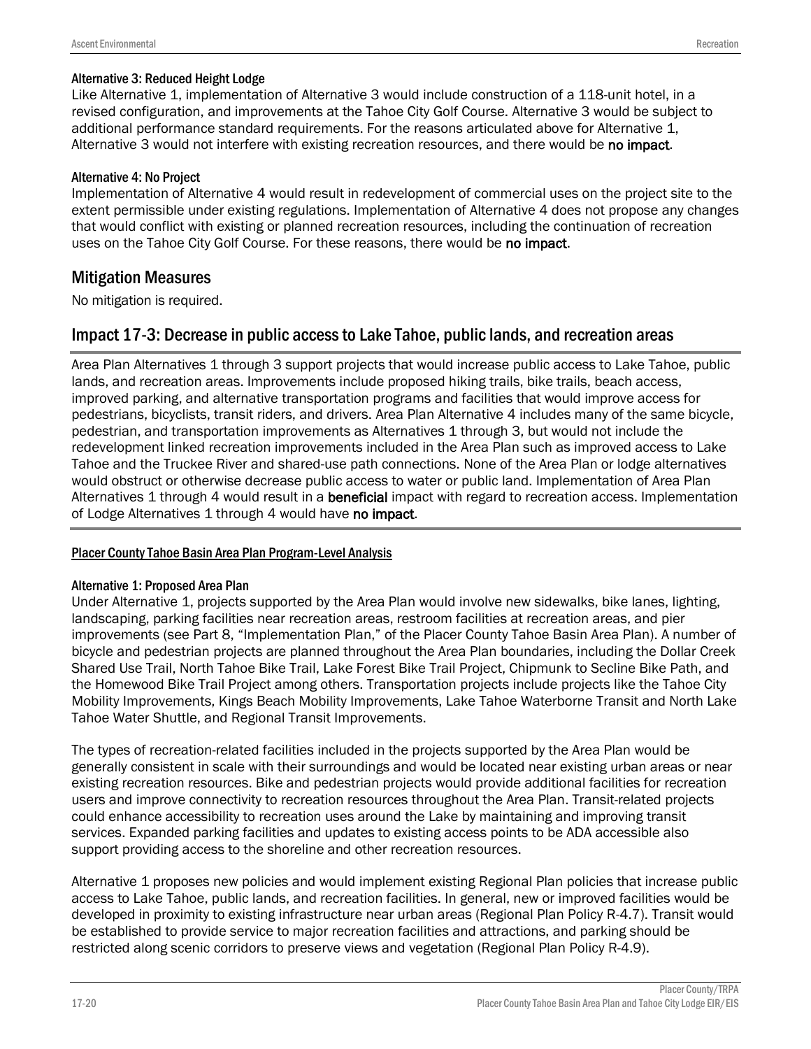#### Alternative 3: Reduced Height Lodge

Like Alternative 1, implementation of Alternative 3 would include construction of a 118-unit hotel, in a revised configuration, and improvements at the Tahoe City Golf Course. Alternative 3 would be subject to additional performance standard requirements. For the reasons articulated above for Alternative 1, Alternative 3 would not interfere with existing recreation resources, and there would be **no impact**.

#### Alternative 4: No Project

Implementation of Alternative 4 would result in redevelopment of commercial uses on the project site to the extent permissible under existing regulations. Implementation of Alternative 4 does not propose any changes that would conflict with existing or planned recreation resources, including the continuation of recreation uses on the Tahoe City Golf Course. For these reasons, there would be **no impact**.

## Mitigation Measures

No mitigation is required.

## Impact 17-3: Decrease in public access to Lake Tahoe, public lands, and recreation areas

Area Plan Alternatives 1 through 3 support projects that would increase public access to Lake Tahoe, public lands, and recreation areas. Improvements include proposed hiking trails, bike trails, beach access, improved parking, and alternative transportation programs and facilities that would improve access for pedestrians, bicyclists, transit riders, and drivers. Area Plan Alternative 4 includes many of the same bicycle, pedestrian, and transportation improvements as Alternatives 1 through 3, but would not include the redevelopment linked recreation improvements included in the Area Plan such as improved access to Lake Tahoe and the Truckee River and shared-use path connections. None of the Area Plan or lodge alternatives would obstruct or otherwise decrease public access to water or public land. Implementation of Area Plan Alternatives 1 through 4 would result in a **beneficial** impact with regard to recreation access. Implementation of Lodge Alternatives 1 through 4 would have **no impact**.

### Placer County Tahoe Basin Area Plan Program-Level Analysis

#### Alternative 1: Proposed Area Plan

Under Alternative 1, projects supported by the Area Plan would involve new sidewalks, bike lanes, lighting, landscaping, parking facilities near recreation areas, restroom facilities at recreation areas, and pier improvements (see Part 8, "Implementation Plan," of the Placer County Tahoe Basin Area Plan). A number of bicycle and pedestrian projects are planned throughout the Area Plan boundaries, including the Dollar Creek Shared Use Trail, North Tahoe Bike Trail, Lake Forest Bike Trail Project, Chipmunk to Secline Bike Path, and the Homewood Bike Trail Project among others. Transportation projects include projects like the Tahoe City Mobility Improvements, Kings Beach Mobility Improvements, Lake Tahoe Waterborne Transit and North Lake Tahoe Water Shuttle, and Regional Transit Improvements.

The types of recreation-related facilities included in the projects supported by the Area Plan would be generally consistent in scale with their surroundings and would be located near existing urban areas or near existing recreation resources. Bike and pedestrian projects would provide additional facilities for recreation users and improve connectivity to recreation resources throughout the Area Plan. Transit-related projects could enhance accessibility to recreation uses around the Lake by maintaining and improving transit services. Expanded parking facilities and updates to existing access points to be ADA accessible also support providing access to the shoreline and other recreation resources.

Alternative 1 proposes new policies and would implement existing Regional Plan policies that increase public access to Lake Tahoe, public lands, and recreation facilities. In general, new or improved facilities would be developed in proximity to existing infrastructure near urban areas (Regional Plan Policy R-4.7). Transit would be established to provide service to major recreation facilities and attractions, and parking should be restricted along scenic corridors to preserve views and vegetation (Regional Plan Policy R-4.9).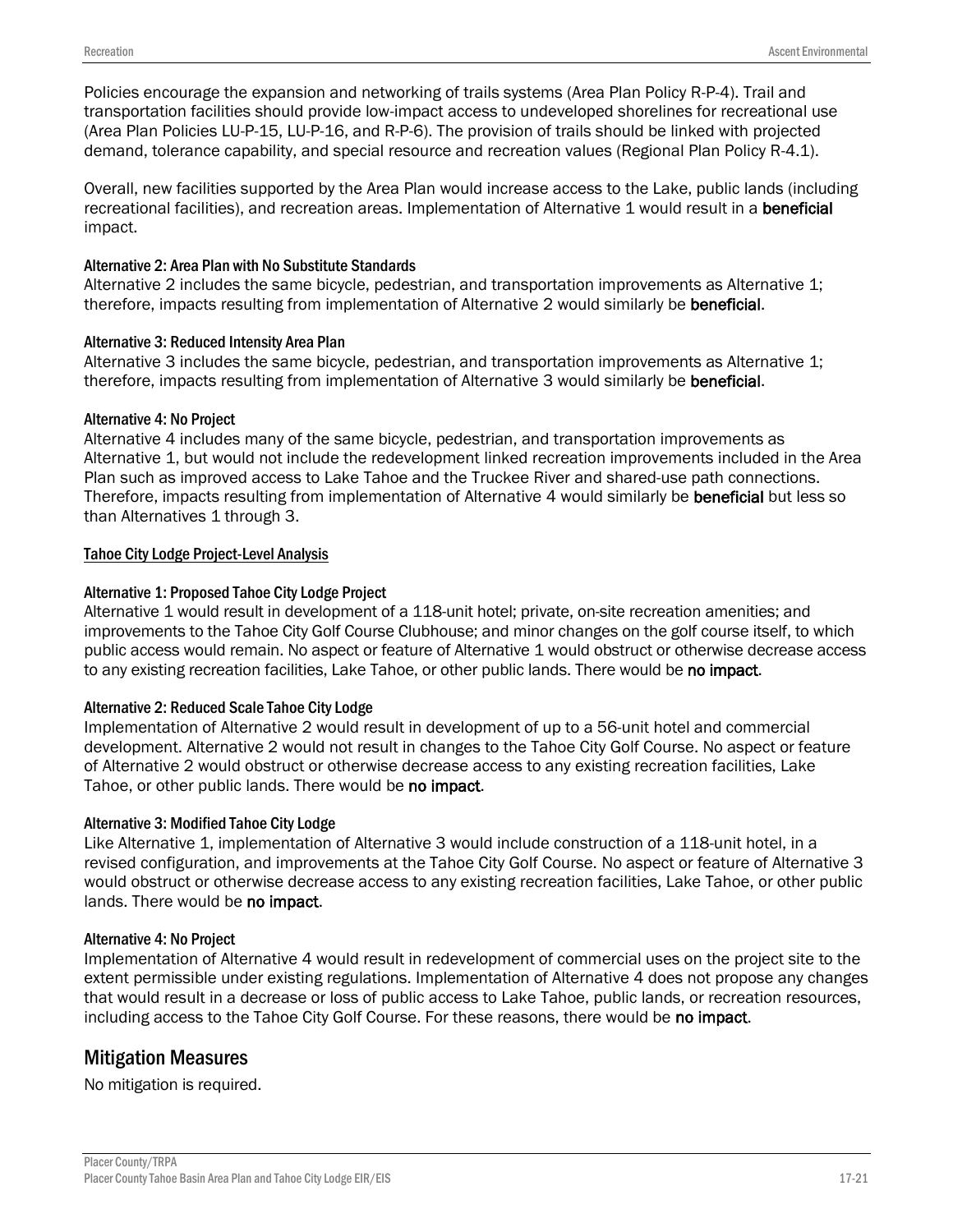Policies encourage the expansion and networking of trails systems (Area Plan Policy R-P-4). Trail and transportation facilities should provide low-impact access to undeveloped shorelines for recreational use (Area Plan Policies LU-P-15, LU-P-16, and R-P-6). The provision of trails should be linked with projected demand, tolerance capability, and special resource and recreation values (Regional Plan Policy R-4.1).

Overall, new facilities supported by the Area Plan would increase access to the Lake, public lands (including recreational facilities), and recreation areas. Implementation of Alternative 1 would result in a **beneficial** impact.

#### Alternative 2: Area Plan with No Substitute Standards

Alternative 2 includes the same bicycle, pedestrian, and transportation improvements as Alternative 1; therefore, impacts resulting from implementation of Alternative 2 would similarly be **beneficial**.

#### Alternative 3: Reduced Intensity Area Plan

Alternative 3 includes the same bicycle, pedestrian, and transportation improvements as Alternative 1; therefore, impacts resulting from implementation of Alternative 3 would similarly be **beneficial**.

#### Alternative 4: No Project

Alternative 4 includes many of the same bicycle, pedestrian, and transportation improvements as Alternative 1, but would not include the redevelopment linked recreation improvements included in the Area Plan such as improved access to Lake Tahoe and the Truckee River and shared-use path connections. Therefore, impacts resulting from implementation of Alternative 4 would similarly be **beneficial** but less so than Alternatives 1 through 3.

### Tahoe City Lodge Project-Level Analysis

#### Alternative 1: Proposed Tahoe City Lodge Project

Alternative 1 would result in development of a 118-unit hotel; private, on-site recreation amenities; and improvements to the Tahoe City Golf Course Clubhouse; and minor changes on the golf course itself, to which public access would remain. No aspect or feature of Alternative 1 would obstruct or otherwise decrease access to any existing recreation facilities, Lake Tahoe, or other public lands. There would be **no impact**.

#### Alternative 2: Reduced Scale Tahoe City Lodge

Implementation of Alternative 2 would result in development of up to a 56-unit hotel and commercial development. Alternative 2 would not result in changes to the Tahoe City Golf Course. No aspect or feature of Alternative 2 would obstruct or otherwise decrease access to any existing recreation facilities, Lake Tahoe, or other public lands. There would be **no impact**.

#### Alternative 3: Modified Tahoe City Lodge

Like Alternative 1, implementation of Alternative 3 would include construction of a 118-unit hotel, in a revised configuration, and improvements at the Tahoe City Golf Course. No aspect or feature of Alternative 3 would obstruct or otherwise decrease access to any existing recreation facilities, Lake Tahoe, or other public lands. There would be **no impact**.

#### Alternative 4: No Project

Implementation of Alternative 4 would result in redevelopment of commercial uses on the project site to the extent permissible under existing regulations. Implementation of Alternative 4 does not propose any changes that would result in a decrease or loss of public access to Lake Tahoe, public lands, or recreation resources, including access to the Tahoe City Golf Course. For these reasons, there would be **no impact**.

## Mitigation Measures

No mitigation is required.